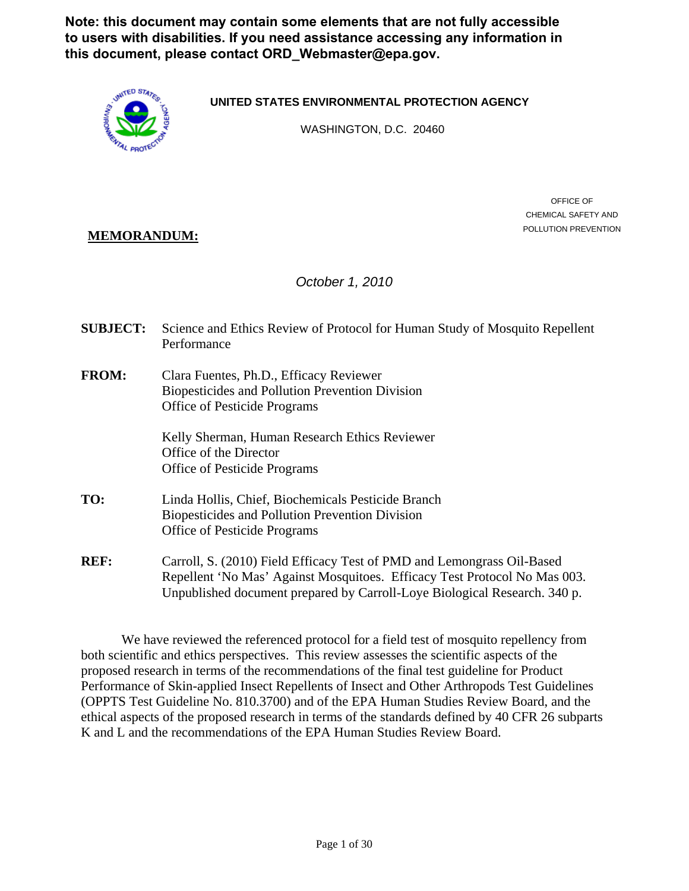**Note: this document may contain some elements that are not fully accessible to users with disabilities. If you need assistance accessing any information in this document, please contact ORD_Webmaster@epa.gov.**

**UNITED STATES ENVIRONMENTAL PROTECTION AGENCY**

WASHINGTON, D.C. 20460

OFFICE OF
CHEMICAL SAFETY AND
POLLUTION PREVENTION

**MEMORANDUM:**

*October 1, 2010*

**SUBJECT:** Science and Ethics Review of Protocol for Human Study of Mosquito Repellent Performance

**FROM:** Clara Fuentes, Ph.D., Efficacy Reviewer
Biopesticides and Pollution Prevention Division
Office of Pesticide Programs

Kelly Sherman, Human Research Ethics Reviewer
Office of the Director
Office of Pesticide Programs

**TO:** Linda Hollis, Chief, Biochemicals Pesticide Branch
Biopesticides and Pollution Prevention Division
Office of Pesticide Programs

**REF:** Carroll, S. (2010) Field Efficacy Test of PMD and Lemongrass Oil-Based Repellent 'No Mas' Against Mosquitoes. Efficacy Test Protocol No Mas 003. Unpublished document prepared by Carroll-Loye Biological Research. 340 p.

We have reviewed the referenced protocol for a field test of mosquito repellency from both scientific and ethics perspectives. This review assesses the scientific aspects of the proposed research in terms of the recommendations of the final test guideline for Product Performance of Skin-applied Insect Repellents of Insect and Other Arthropods Test Guidelines (OPPTS Test Guideline No. 810.3700) and of the EPA Human Studies Review Board, and the ethical aspects of the proposed research in terms of the standards defined by 40 CFR 26 subparts K and L and the recommendations of the EPA Human Studies Review Board.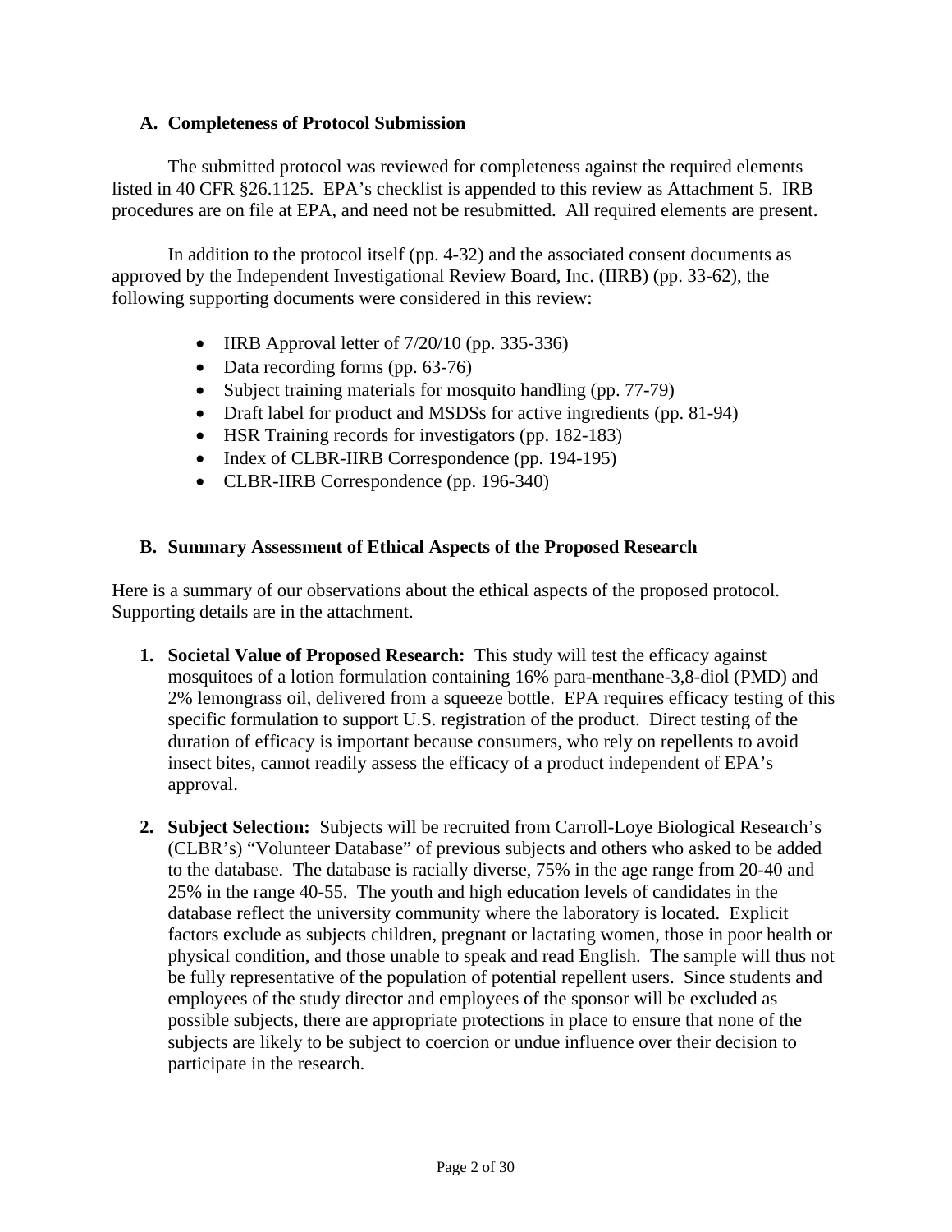## A. Completeness of Protocol Submission

The submitted protocol was reviewed for completeness against the required elements listed in 40 CFR §26.1125. EPA's checklist is appended to this review as Attachment 5. IRB procedures are on file at EPA, and need not be resubmitted. All required elements are present.

In addition to the protocol itself (pp. 4-32) and the associated consent documents as approved by the Independent Investigational Review Board, Inc. (IIRB) (pp. 33-62), the following supporting documents were considered in this review:

- IIRB Approval letter of 7/20/10 (pp. 335-336)
- Data recording forms (pp. 63-76)
- Subject training materials for mosquito handling (pp. 77-79)
- Draft label for product and MSDSs for active ingredients (pp. 81-94)
- HSR Training records for investigators (pp. 182-183)
- Index of CLBR-IIRB Correspondence (pp. 194-195)
- CLBR-IIRB Correspondence (pp. 196-340)

## B. Summary Assessment of Ethical Aspects of the Proposed Research

Here is a summary of our observations about the ethical aspects of the proposed protocol. Supporting details are in the attachment.

1. **Societal Value of Proposed Research:** This study will test the efficacy against mosquitoes of a lotion formulation containing 16% para-menthane-3,8-diol (PMD) and 2% lemongrass oil, delivered from a squeeze bottle. EPA requires efficacy testing of this specific formulation to support U.S. registration of the product. Direct testing of the duration of efficacy is important because consumers, who rely on repellents to avoid insect bites, cannot readily assess the efficacy of a product independent of EPA's approval.

2. **Subject Selection:** Subjects will be recruited from Carroll-Loye Biological Research's (CLBR's) "Volunteer Database" of previous subjects and others who asked to be added to the database. The database is racially diverse, 75% in the age range from 20-40 and 25% in the range 40-55. The youth and high education levels of candidates in the database reflect the university community where the laboratory is located. Explicit factors exclude as subjects children, pregnant or lactating women, those in poor health or physical condition, and those unable to speak and read English. The sample will thus not be fully representative of the population of potential repellent users. Since students and employees of the study director and employees of the sponsor will be excluded as possible subjects, there are appropriate protections in place to ensure that none of the subjects are likely to be subject to coercion or undue influence over their decision to participate in the research.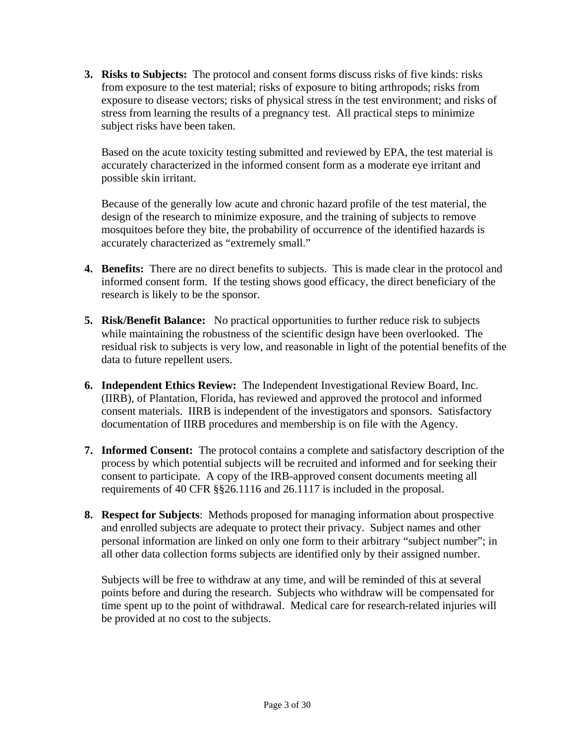3. **Risks to Subjects:** The protocol and consent forms discuss risks of five kinds: risks from exposure to the test material; risks of exposure to biting arthropods; risks from exposure to disease vectors; risks of physical stress in the test environment; and risks of stress from learning the results of a pregnancy test. All practical steps to minimize subject risks have been taken.

   Based on the acute toxicity testing submitted and reviewed by EPA, the test material is accurately characterized in the informed consent form as a moderate eye irritant and possible skin irritant.

   Because of the generally low acute and chronic hazard profile of the test material, the design of the research to minimize exposure, and the training of subjects to remove mosquitoes before they bite, the probability of occurrence of the identified hazards is accurately characterized as "extremely small."

4. **Benefits:** There are no direct benefits to subjects. This is made clear in the protocol and informed consent form. If the testing shows good efficacy, the direct beneficiary of the research is likely to be the sponsor.

5. **Risk/Benefit Balance:** No practical opportunities to further reduce risk to subjects while maintaining the robustness of the scientific design have been overlooked. The residual risk to subjects is very low, and reasonable in light of the potential benefits of the data to future repellent users.

6. **Independent Ethics Review:** The Independent Investigational Review Board, Inc. (IIRB), of Plantation, Florida, has reviewed and approved the protocol and informed consent materials. IIRB is independent of the investigators and sponsors. Satisfactory documentation of IIRB procedures and membership is on file with the Agency.

7. **Informed Consent:** The protocol contains a complete and satisfactory description of the process by which potential subjects will be recruited and informed and for seeking their consent to participate. A copy of the IRB-approved consent documents meeting all requirements of 40 CFR §§26.1116 and 26.1117 is included in the proposal.

8. **Respect for Subjects**: Methods proposed for managing information about prospective and enrolled subjects are adequate to protect their privacy. Subject names and other personal information are linked on only one form to their arbitrary "subject number"; in all other data collection forms subjects are identified only by their assigned number.

   Subjects will be free to withdraw at any time, and will be reminded of this at several points before and during the research. Subjects who withdraw will be compensated for time spent up to the point of withdrawal. Medical care for research-related injuries will be provided at no cost to the subjects.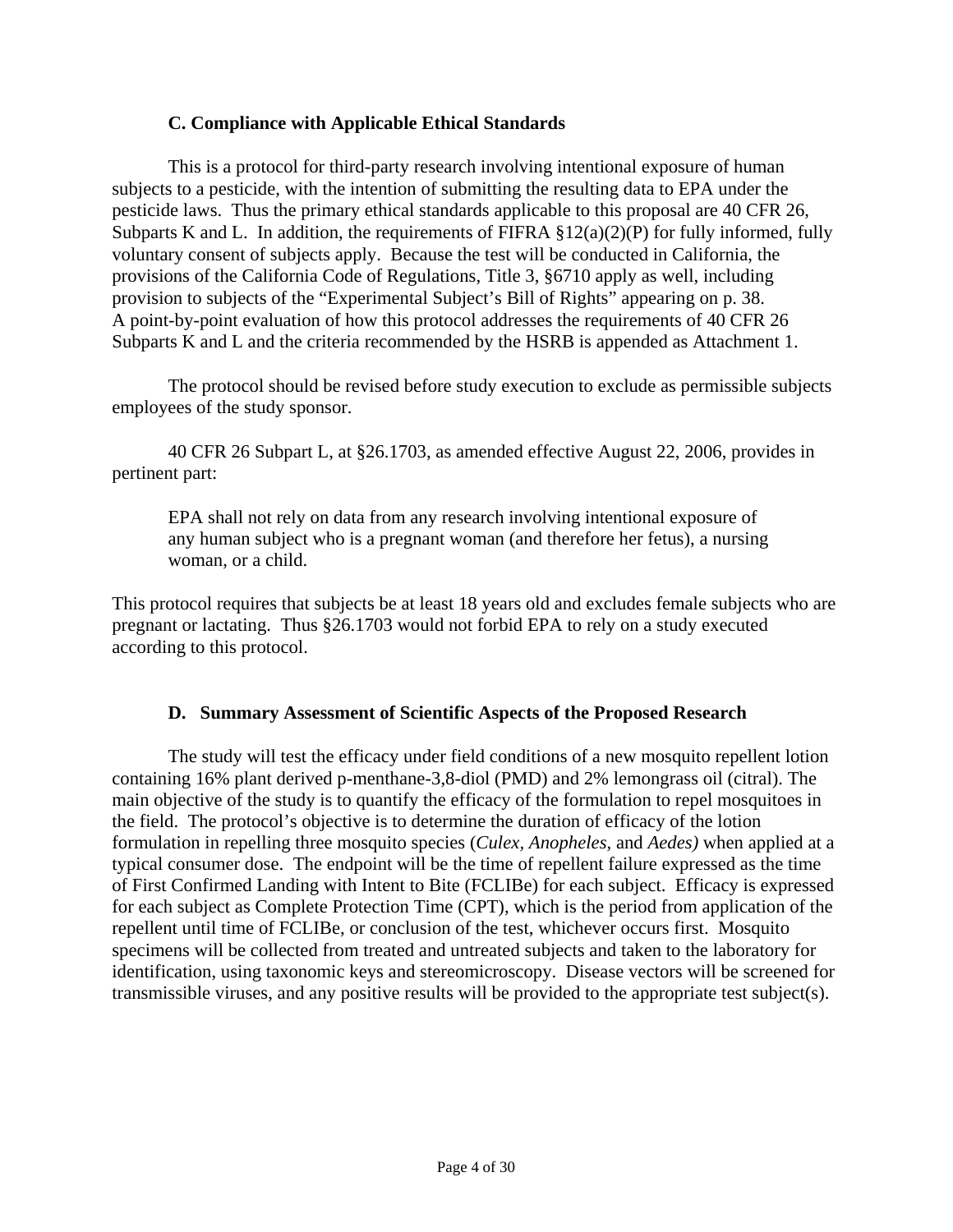### C. Compliance with Applicable Ethical Standards

This is a protocol for third-party research involving intentional exposure of human subjects to a pesticide, with the intention of submitting the resulting data to EPA under the pesticide laws. Thus the primary ethical standards applicable to this proposal are 40 CFR 26, Subparts K and L. In addition, the requirements of FIFRA §12(a)(2)(P) for fully informed, fully voluntary consent of subjects apply. Because the test will be conducted in California, the provisions of the California Code of Regulations, Title 3, §6710 apply as well, including provision to subjects of the "Experimental Subject's Bill of Rights" appearing on p. 38. A point-by-point evaluation of how this protocol addresses the requirements of 40 CFR 26 Subparts K and L and the criteria recommended by the HSRB is appended as Attachment 1.

The protocol should be revised before study execution to exclude as permissible subjects employees of the study sponsor.

40 CFR 26 Subpart L, at §26.1703, as amended effective August 22, 2006, provides in pertinent part:

> EPA shall not rely on data from any research involving intentional exposure of any human subject who is a pregnant woman (and therefore her fetus), a nursing woman, or a child.

This protocol requires that subjects be at least 18 years old and excludes female subjects who are pregnant or lactating. Thus §26.1703 would not forbid EPA to rely on a study executed according to this protocol.

### D. Summary Assessment of Scientific Aspects of the Proposed Research

The study will test the efficacy under field conditions of a new mosquito repellent lotion containing 16% plant derived p-menthane-3,8-diol (PMD) and 2% lemongrass oil (citral). The main objective of the study is to quantify the efficacy of the formulation to repel mosquitoes in the field. The protocol's objective is to determine the duration of efficacy of the lotion formulation in repelling three mosquito species (*Culex*, *Anopheles*, and *Aedes)* when applied at a typical consumer dose. The endpoint will be the time of repellent failure expressed as the time of First Confirmed Landing with Intent to Bite (FCLIBe) for each subject. Efficacy is expressed for each subject as Complete Protection Time (CPT), which is the period from application of the repellent until time of FCLIBe, or conclusion of the test, whichever occurs first. Mosquito specimens will be collected from treated and untreated subjects and taken to the laboratory for identification, using taxonomic keys and stereomicroscopy. Disease vectors will be screened for transmissible viruses, and any positive results will be provided to the appropriate test subject(s).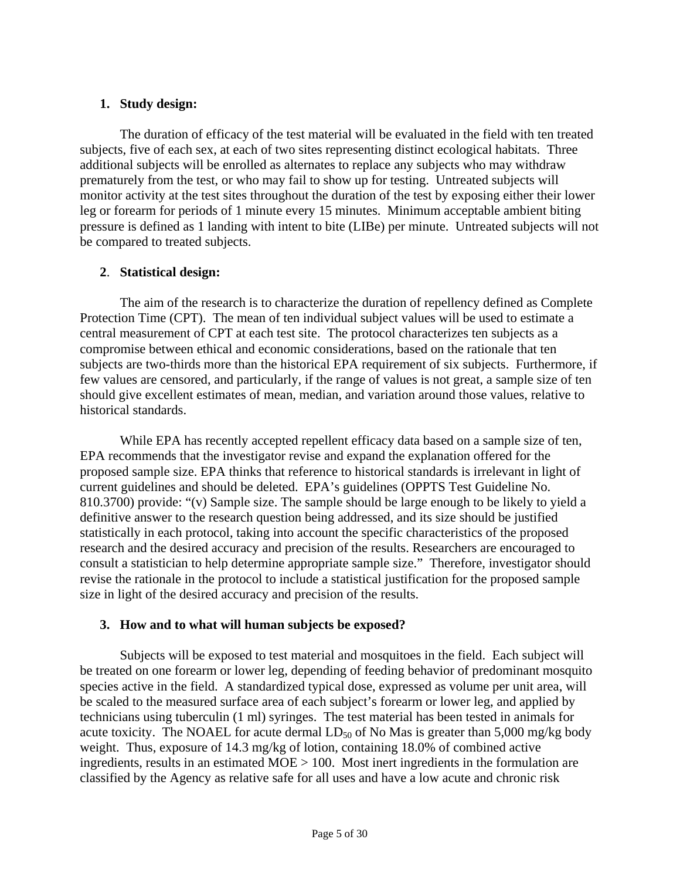1. **Study design:**

The duration of efficacy of the test material will be evaluated in the field with ten treated subjects, five of each sex, at each of two sites representing distinct ecological habitats. Three additional subjects will be enrolled as alternates to replace any subjects who may withdraw prematurely from the test, or who may fail to show up for testing. Untreated subjects will monitor activity at the test sites throughout the duration of the test by exposing either their lower leg or forearm for periods of 1 minute every 15 minutes. Minimum acceptable ambient biting pressure is defined as 1 landing with intent to bite (LIBe) per minute. Untreated subjects will not be compared to treated subjects.

2. **Statistical design:**

The aim of the research is to characterize the duration of repellency defined as Complete Protection Time (CPT). The mean of ten individual subject values will be used to estimate a central measurement of CPT at each test site. The protocol characterizes ten subjects as a compromise between ethical and economic considerations, based on the rationale that ten subjects are two-thirds more than the historical EPA requirement of six subjects. Furthermore, if few values are censored, and particularly, if the range of values is not great, a sample size of ten should give excellent estimates of mean, median, and variation around those values, relative to historical standards.

While EPA has recently accepted repellent efficacy data based on a sample size of ten, EPA recommends that the investigator revise and expand the explanation offered for the proposed sample size. EPA thinks that reference to historical standards is irrelevant in light of current guidelines and should be deleted. EPA's guidelines (OPPTS Test Guideline No. 810.3700) provide: "(v) Sample size. The sample should be large enough to be likely to yield a definitive answer to the research question being addressed, and its size should be justified statistically in each protocol, taking into account the specific characteristics of the proposed research and the desired accuracy and precision of the results. Researchers are encouraged to consult a statistician to help determine appropriate sample size." Therefore, investigator should revise the rationale in the protocol to include a statistical justification for the proposed sample size in light of the desired accuracy and precision of the results.

3. **How and to what will human subjects be exposed?**

Subjects will be exposed to test material and mosquitoes in the field. Each subject will be treated on one forearm or lower leg, depending of feeding behavior of predominant mosquito species active in the field. A standardized typical dose, expressed as volume per unit area, will be scaled to the measured surface area of each subject's forearm or lower leg, and applied by technicians using tuberculin (1 ml) syringes. The test material has been tested in animals for acute toxicity. The NOAEL for acute dermal $LD_{50}$ of No Mas is greater than 5,000 mg/kg body weight. Thus, exposure of 14.3 mg/kg of lotion, containing 18.0% of combined active ingredients, results in an estimated MOE > 100. Most inert ingredients in the formulation are classified by the Agency as relative safe for all uses and have a low acute and chronic risk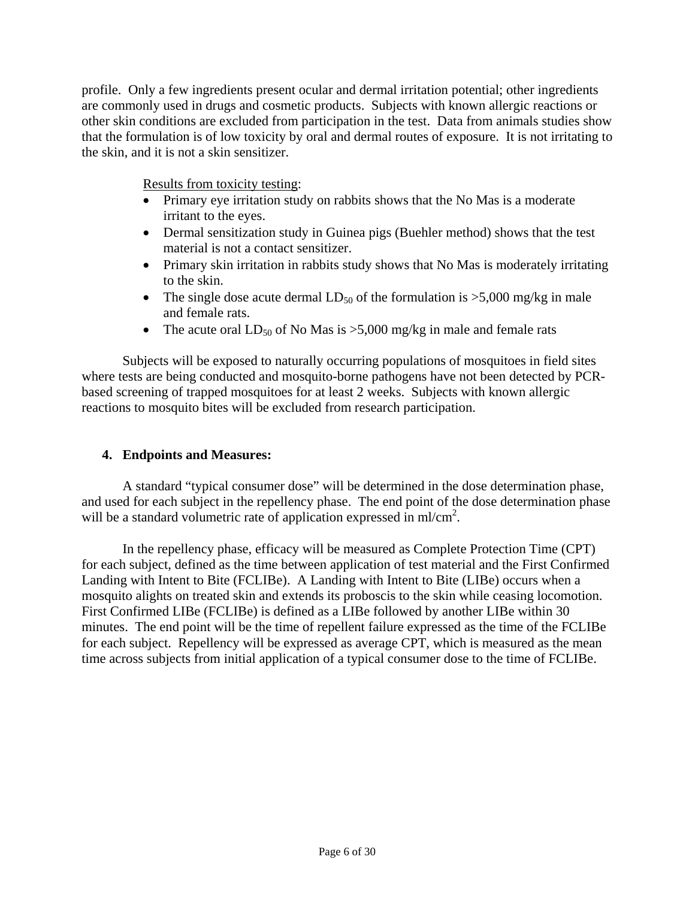profile. Only a few ingredients present ocular and dermal irritation potential; other ingredients are commonly used in drugs and cosmetic products. Subjects with known allergic reactions or other skin conditions are excluded from participation in the test. Data from animals studies show that the formulation is of low toxicity by oral and dermal routes of exposure. It is not irritating to the skin, and it is not a skin sensitizer.

Results from toxicity testing:

- Primary eye irritation study on rabbits shows that the No Mas is a moderate irritant to the eyes.
- Dermal sensitization study in Guinea pigs (Buehler method) shows that the test material is not a contact sensitizer.
- Primary skin irritation in rabbits study shows that No Mas is moderately irritating to the skin.
- The single dose acute dermal $LD_{50}$ of the formulation is >5,000 mg/kg in male and female rats.
- The acute oral $LD_{50}$ of No Mas is >5,000 mg/kg in male and female rats

Subjects will be exposed to naturally occurring populations of mosquitoes in field sites where tests are being conducted and mosquito-borne pathogens have not been detected by PCR-based screening of trapped mosquitoes for at least 2 weeks. Subjects with known allergic reactions to mosquito bites will be excluded from research participation.

## 4. Endpoints and Measures:

A standard "typical consumer dose" will be determined in the dose determination phase, and used for each subject in the repellency phase. The end point of the dose determination phase will be a standard volumetric rate of application expressed in ml/cm$^2$.

In the repellency phase, efficacy will be measured as Complete Protection Time (CPT) for each subject, defined as the time between application of test material and the First Confirmed Landing with Intent to Bite (FCLIBe). A Landing with Intent to Bite (LIBe) occurs when a mosquito alights on treated skin and extends its proboscis to the skin while ceasing locomotion. First Confirmed LIBe (FCLIBe) is defined as a LIBe followed by another LIBe within 30 minutes. The end point will be the time of repellent failure expressed as the time of the FCLIBe for each subject. Repellency will be expressed as average CPT, which is measured as the mean time across subjects from initial application of a typical consumer dose to the time of FCLIBe.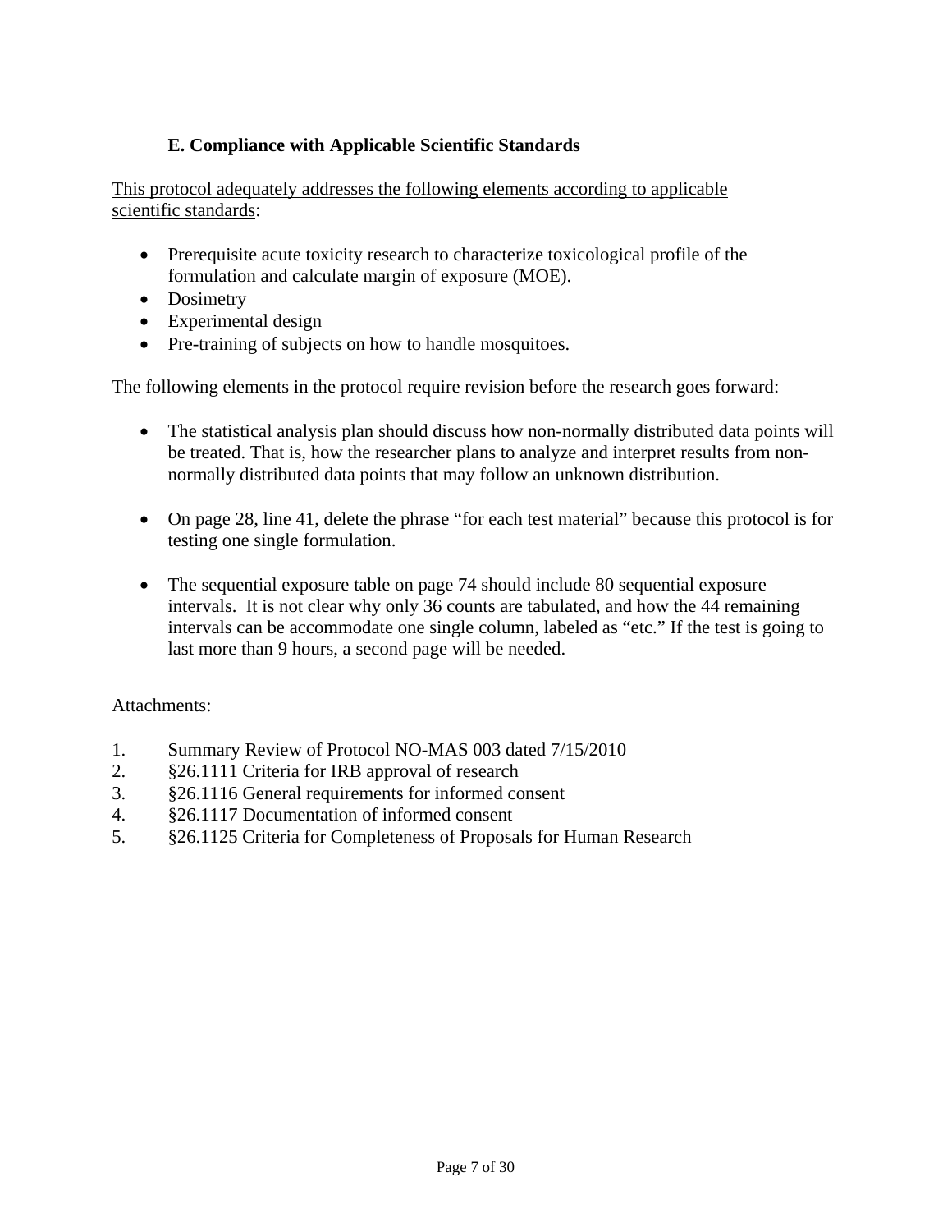### E. Compliance with Applicable Scientific Standards

This protocol adequately addresses the following elements according to applicable scientific standards:

- Prerequisite acute toxicity research to characterize toxicological profile of the formulation and calculate margin of exposure (MOE).
- Dosimetry
- Experimental design
- Pre-training of subjects on how to handle mosquitoes.

The following elements in the protocol require revision before the research goes forward:

- The statistical analysis plan should discuss how non-normally distributed data points will be treated. That is, how the researcher plans to analyze and interpret results from non-normally distributed data points that may follow an unknown distribution.

- On page 28, line 41, delete the phrase "for each test material" because this protocol is for testing one single formulation.

- The sequential exposure table on page 74 should include 80 sequential exposure intervals. It is not clear why only 36 counts are tabulated, and how the 44 remaining intervals can be accommodate one single column, labeled as "etc." If the test is going to last more than 9 hours, a second page will be needed.

Attachments:

1. Summary Review of Protocol NO-MAS 003 dated 7/15/2010
2. §26.1111 Criteria for IRB approval of research
3. §26.1116 General requirements for informed consent
4. §26.1117 Documentation of informed consent
5. §26.1125 Criteria for Completeness of Proposals for Human Research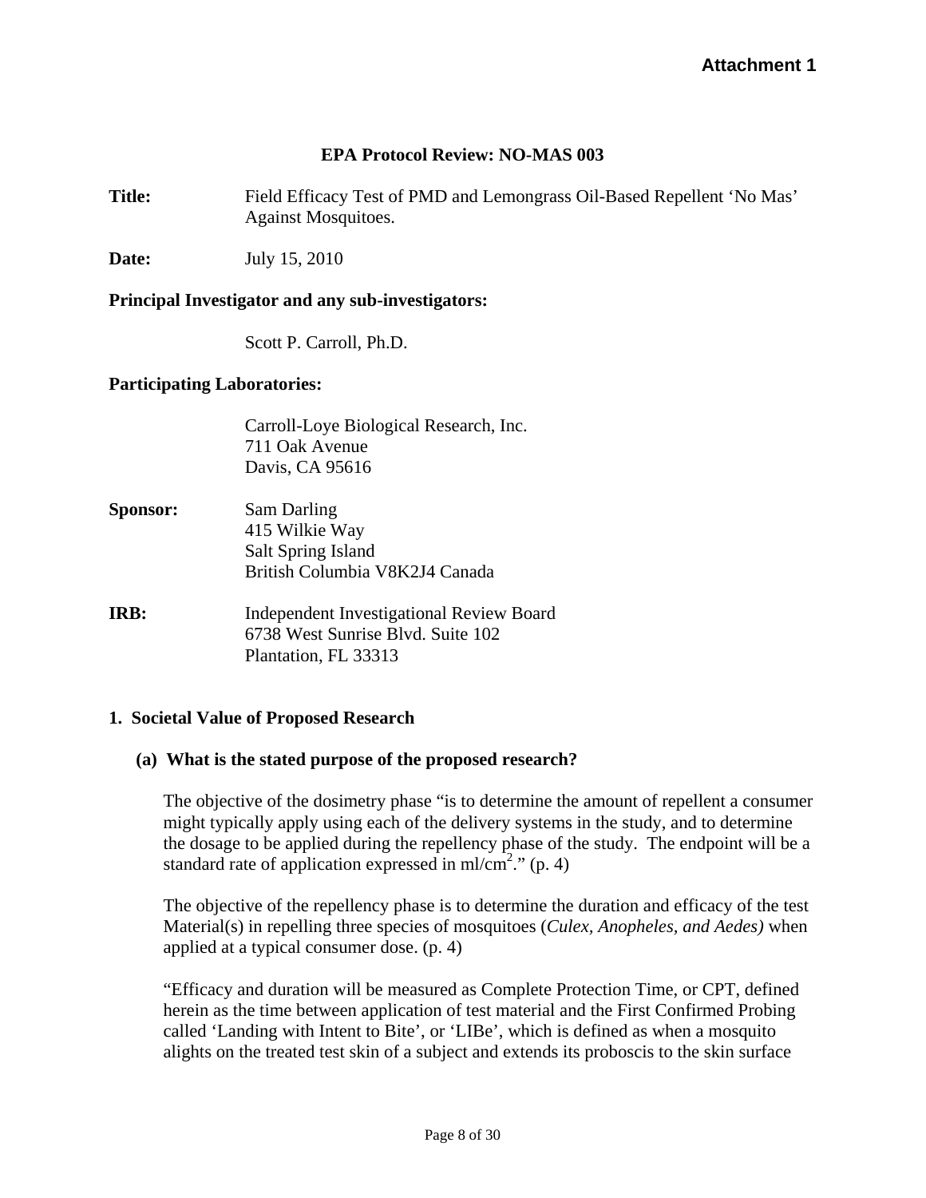**Attachment 1**

## EPA Protocol Review: NO-MAS 003

**Title:** Field Efficacy Test of PMD and Lemongrass Oil-Based Repellent 'No Mas' Against Mosquitoes.

**Date:** July 15, 2010

**Principal Investigator and any sub-investigators:**

Scott P. Carroll, Ph.D.

**Participating Laboratories:**

Carroll-Loye Biological Research, Inc.
711 Oak Avenue
Davis, CA 95616

**Sponsor:** Sam Darling
415 Wilkie Way
Salt Spring Island
British Columbia V8K2J4 Canada

**IRB:** Independent Investigational Review Board
6738 West Sunrise Blvd. Suite 102
Plantation, FL 33313

### 1. Societal Value of Proposed Research

#### (a) What is the stated purpose of the proposed research?

The objective of the dosimetry phase "is to determine the amount of repellent a consumer might typically apply using each of the delivery systems in the study, and to determine the dosage to be applied during the repellency phase of the study. The endpoint will be a standard rate of application expressed in ml/cm$^2$." (p. 4)

The objective of the repellency phase is to determine the duration and efficacy of the test Material(s) in repelling three species of mosquitoes (*Culex, Anopheles, and Aedes)* when applied at a typical consumer dose. (p. 4)

"Efficacy and duration will be measured as Complete Protection Time, or CPT, defined herein as the time between application of test material and the First Confirmed Probing called 'Landing with Intent to Bite', or 'LIBe', which is defined as when a mosquito alights on the treated test skin of a subject and extends its proboscis to the skin surface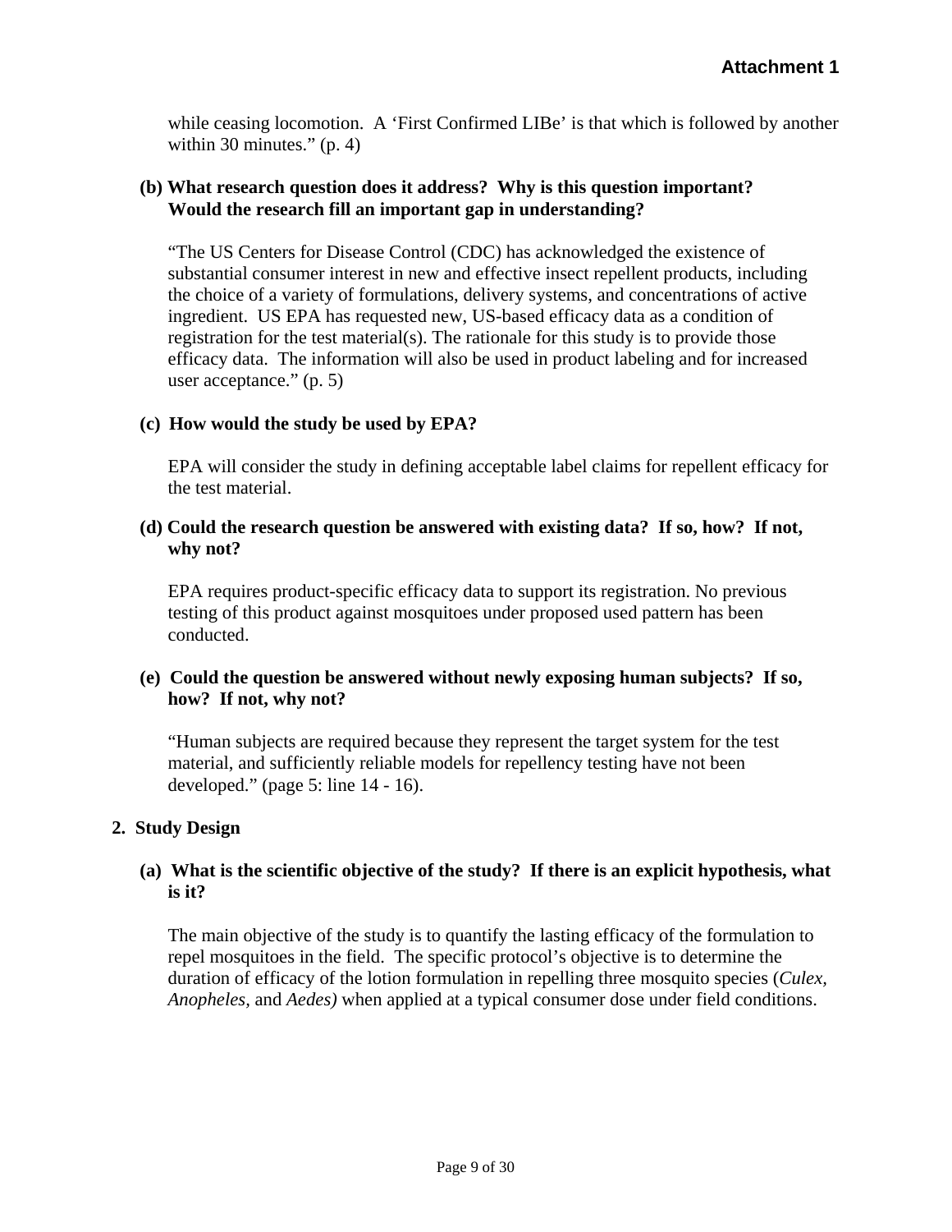while ceasing locomotion. A 'First Confirmed LIBe' is that which is followed by another within 30 minutes." (p. 4)

**(b) What research question does it address? Why is this question important? Would the research fill an important gap in understanding?**

"The US Centers for Disease Control (CDC) has acknowledged the existence of substantial consumer interest in new and effective insect repellent products, including the choice of a variety of formulations, delivery systems, and concentrations of active ingredient. US EPA has requested new, US-based efficacy data as a condition of registration for the test material(s). The rationale for this study is to provide those efficacy data. The information will also be used in product labeling and for increased user acceptance." (p. 5)

**(c) How would the study be used by EPA?**

EPA will consider the study in defining acceptable label claims for repellent efficacy for the test material.

**(d) Could the research question be answered with existing data? If so, how? If not, why not?**

EPA requires product-specific efficacy data to support its registration. No previous testing of this product against mosquitoes under proposed used pattern has been conducted.

**(e) Could the question be answered without newly exposing human subjects? If so, how? If not, why not?**

"Human subjects are required because they represent the target system for the test material, and sufficiently reliable models for repellency testing have not been developed." (page 5: line 14 - 16).

## 2. Study Design

**(a) What is the scientific objective of the study? If there is an explicit hypothesis, what is it?**

The main objective of the study is to quantify the lasting efficacy of the formulation to repel mosquitoes in the field. The specific protocol's objective is to determine the duration of efficacy of the lotion formulation in repelling three mosquito species (*Culex, Anopheles,* and *Aedes)* when applied at a typical consumer dose under field conditions.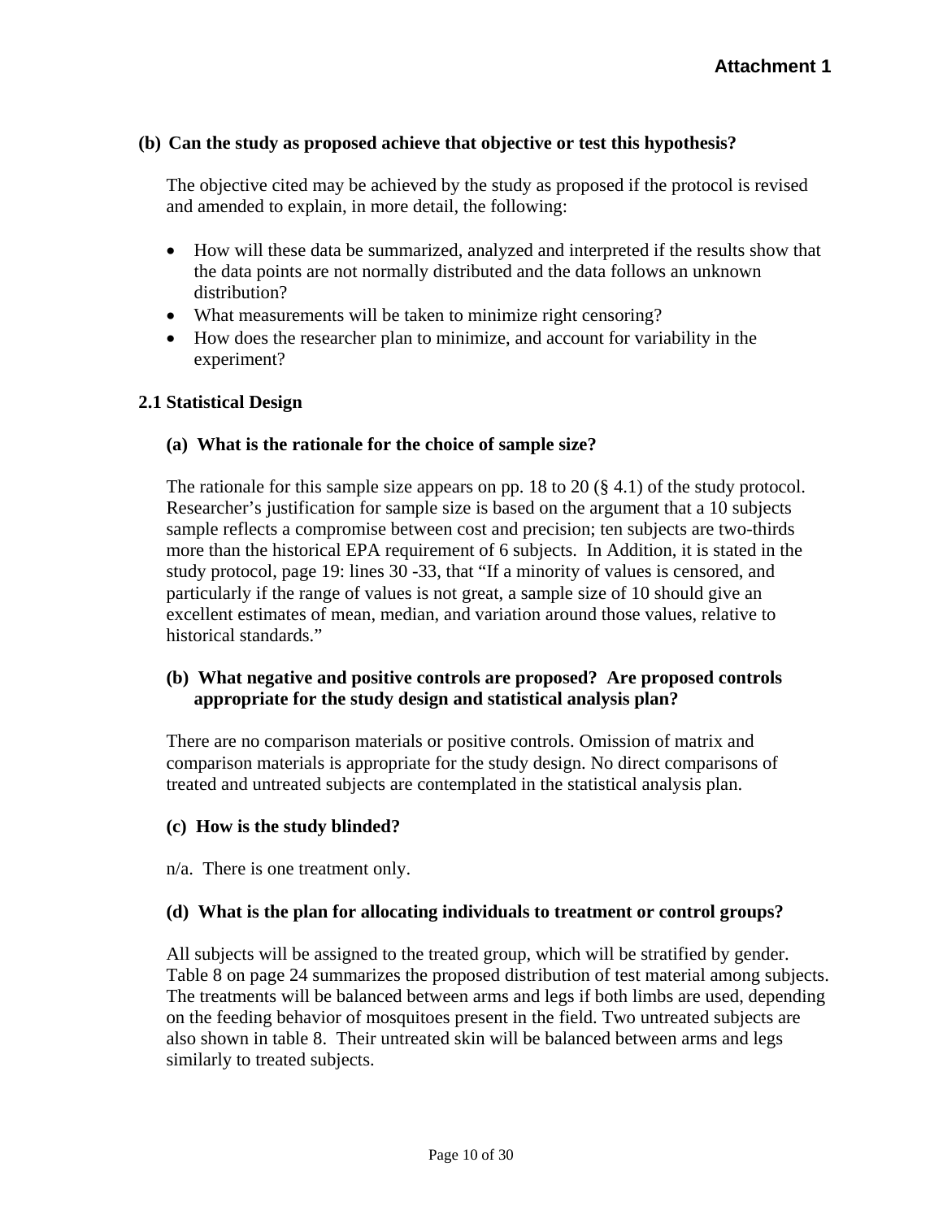**(b) Can the study as proposed achieve that objective or test this hypothesis?**

The objective cited may be achieved by the study as proposed if the protocol is revised and amended to explain, in more detail, the following:

- How will these data be summarized, analyzed and interpreted if the results show that the data points are not normally distributed and the data follows an unknown distribution?
- What measurements will be taken to minimize right censoring?
- How does the researcher plan to minimize, and account for variability in the experiment?

**2.1 Statistical Design**

**(a) What is the rationale for the choice of sample size?**

The rationale for this sample size appears on pp. 18 to 20 (§ 4.1) of the study protocol. Researcher's justification for sample size is based on the argument that a 10 subjects sample reflects a compromise between cost and precision; ten subjects are two-thirds more than the historical EPA requirement of 6 subjects. In Addition, it is stated in the study protocol, page 19: lines 30 -33, that "If a minority of values is censored, and particularly if the range of values is not great, a sample size of 10 should give an excellent estimates of mean, median, and variation around those values, relative to historical standards."

**(b) What negative and positive controls are proposed? Are proposed controls appropriate for the study design and statistical analysis plan?**

There are no comparison materials or positive controls. Omission of matrix and comparison materials is appropriate for the study design. No direct comparisons of treated and untreated subjects are contemplated in the statistical analysis plan.

**(c) How is the study blinded?**

n/a. There is one treatment only.

**(d) What is the plan for allocating individuals to treatment or control groups?**

All subjects will be assigned to the treated group, which will be stratified by gender. Table 8 on page 24 summarizes the proposed distribution of test material among subjects. The treatments will be balanced between arms and legs if both limbs are used, depending on the feeding behavior of mosquitoes present in the field. Two untreated subjects are also shown in table 8. Their untreated skin will be balanced between arms and legs similarly to treated subjects.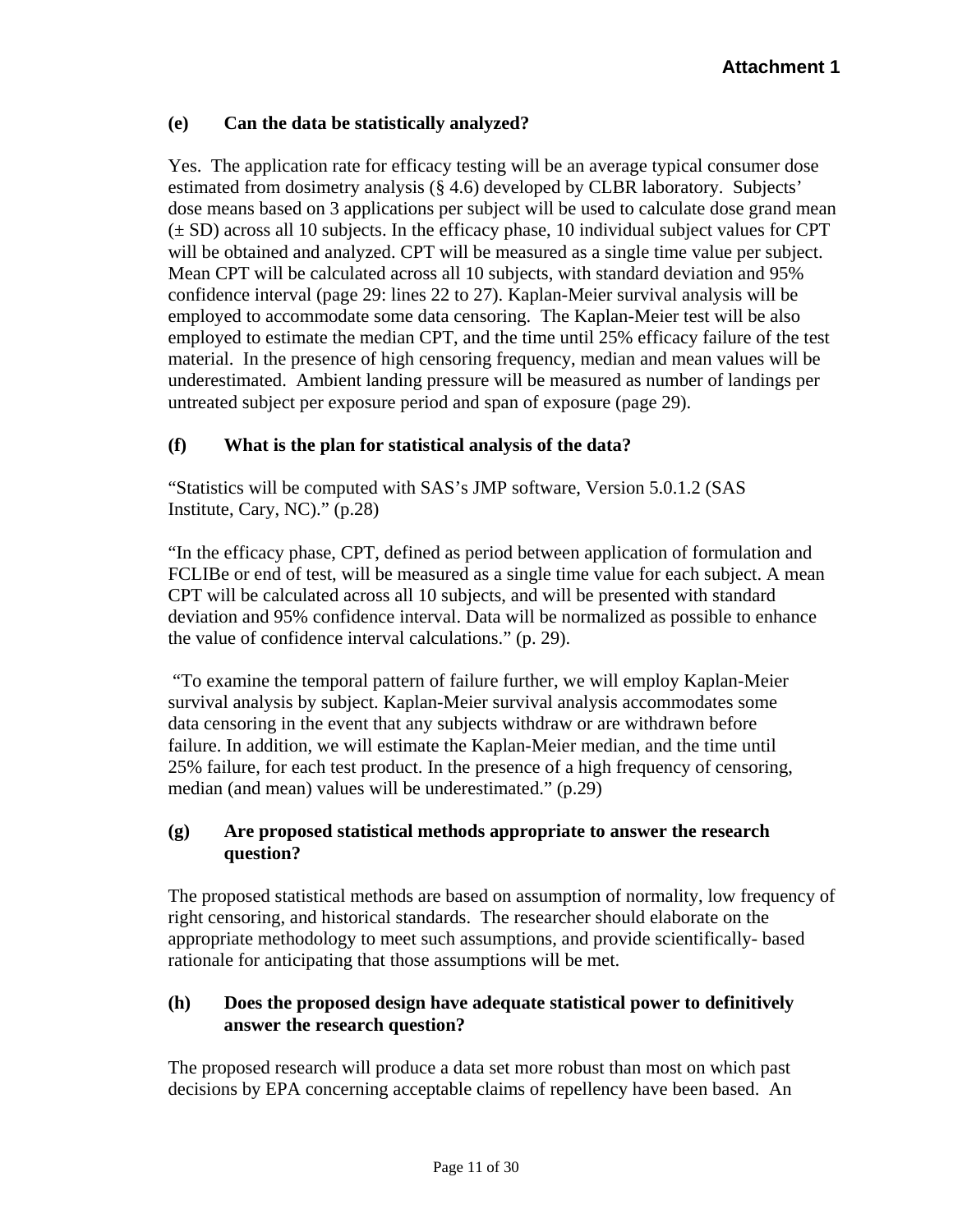**(e) Can the data be statistically analyzed?**

Yes. The application rate for efficacy testing will be an average typical consumer dose estimated from dosimetry analysis (§ 4.6) developed by CLBR laboratory. Subjects' dose means based on 3 applications per subject will be used to calculate dose grand mean (± SD) across all 10 subjects. In the efficacy phase, 10 individual subject values for CPT will be obtained and analyzed. CPT will be measured as a single time value per subject. Mean CPT will be calculated across all 10 subjects, with standard deviation and 95% confidence interval (page 29: lines 22 to 27). Kaplan-Meier survival analysis will be employed to accommodate some data censoring. The Kaplan-Meier test will be also employed to estimate the median CPT, and the time until 25% efficacy failure of the test material. In the presence of high censoring frequency, median and mean values will be underestimated. Ambient landing pressure will be measured as number of landings per untreated subject per exposure period and span of exposure (page 29).

**(f) What is the plan for statistical analysis of the data?**

"Statistics will be computed with SAS's JMP software, Version 5.0.1.2 (SAS Institute, Cary, NC)." (p.28)

"In the efficacy phase, CPT, defined as period between application of formulation and FCLIBe or end of test, will be measured as a single time value for each subject. A mean CPT will be calculated across all 10 subjects, and will be presented with standard deviation and 95% confidence interval. Data will be normalized as possible to enhance the value of confidence interval calculations." (p. 29).

"To examine the temporal pattern of failure further, we will employ Kaplan-Meier survival analysis by subject. Kaplan-Meier survival analysis accommodates some data censoring in the event that any subjects withdraw or are withdrawn before failure. In addition, we will estimate the Kaplan-Meier median, and the time until 25% failure, for each test product. In the presence of a high frequency of censoring, median (and mean) values will be underestimated." (p.29)

**(g) Are proposed statistical methods appropriate to answer the research question?**

The proposed statistical methods are based on assumption of normality, low frequency of right censoring, and historical standards. The researcher should elaborate on the appropriate methodology to meet such assumptions, and provide scientifically- based rationale for anticipating that those assumptions will be met.

**(h) Does the proposed design have adequate statistical power to definitively answer the research question?**

The proposed research will produce a data set more robust than most on which past decisions by EPA concerning acceptable claims of repellency have been based. An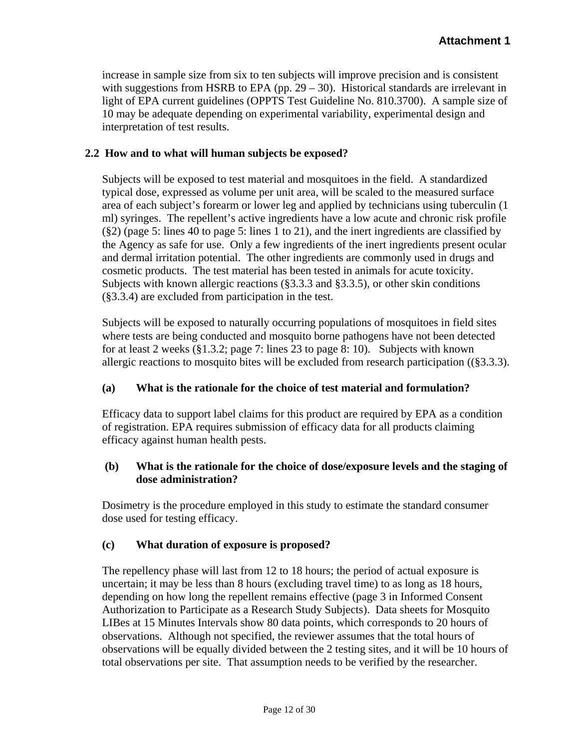increase in sample size from six to ten subjects will improve precision and is consistent with suggestions from HSRB to EPA (pp. 29 – 30). Historical standards are irrelevant in light of EPA current guidelines (OPPTS Test Guideline No. 810.3700). A sample size of 10 may be adequate depending on experimental variability, experimental design and interpretation of test results.

### 2.2 How and to what will human subjects be exposed?

Subjects will be exposed to test material and mosquitoes in the field. A standardized typical dose, expressed as volume per unit area, will be scaled to the measured surface area of each subject's forearm or lower leg and applied by technicians using tuberculin (1 ml) syringes. The repellent's active ingredients have a low acute and chronic risk profile (§2) (page 5: lines 40 to page 5: lines 1 to 21), and the inert ingredients are classified by the Agency as safe for use. Only a few ingredients of the inert ingredients present ocular and dermal irritation potential. The other ingredients are commonly used in drugs and cosmetic products. The test material has been tested in animals for acute toxicity. Subjects with known allergic reactions (§3.3.3 and §3.3.5), or other skin conditions (§3.3.4) are excluded from participation in the test.

Subjects will be exposed to naturally occurring populations of mosquitoes in field sites where tests are being conducted and mosquito borne pathogens have not been detected for at least 2 weeks (§1.3.2; page 7: lines 23 to page 8: 10). Subjects with known allergic reactions to mosquito bites will be excluded from research participation ((§3.3.3).

**(a) What is the rationale for the choice of test material and formulation?**

Efficacy data to support label claims for this product are required by EPA as a condition of registration. EPA requires submission of efficacy data for all products claiming efficacy against human health pests.

**(b) What is the rationale for the choice of dose/exposure levels and the staging of dose administration?**

Dosimetry is the procedure employed in this study to estimate the standard consumer dose used for testing efficacy.

**(c) What duration of exposure is proposed?**

The repellency phase will last from 12 to 18 hours; the period of actual exposure is uncertain; it may be less than 8 hours (excluding travel time) to as long as 18 hours, depending on how long the repellent remains effective (page 3 in Informed Consent Authorization to Participate as a Research Study Subjects). Data sheets for Mosquito LIBes at 15 Minutes Intervals show 80 data points, which corresponds to 20 hours of observations. Although not specified, the reviewer assumes that the total hours of observations will be equally divided between the 2 testing sites, and it will be 10 hours of total observations per site. That assumption needs to be verified by the researcher.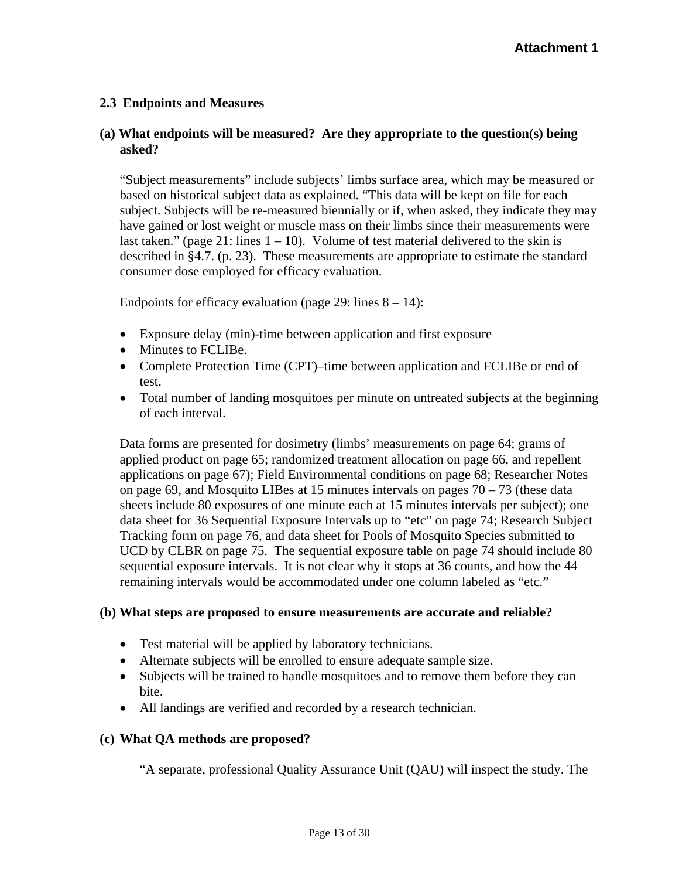## 2.3 Endpoints and Measures

**(a) What endpoints will be measured? Are they appropriate to the question(s) being asked?**

"Subject measurements" include subjects' limbs surface area, which may be measured or based on historical subject data as explained. "This data will be kept on file for each subject. Subjects will be re-measured biennially or if, when asked, they indicate they may have gained or lost weight or muscle mass on their limbs since their measurements were last taken." (page 21: lines 1 – 10). Volume of test material delivered to the skin is described in §4.7. (p. 23). These measurements are appropriate to estimate the standard consumer dose employed for efficacy evaluation.

Endpoints for efficacy evaluation (page 29: lines 8 – 14):

- Exposure delay (min)-time between application and first exposure
- Minutes to FCLIBe.
- Complete Protection Time (CPT)–time between application and FCLIBe or end of test.
- Total number of landing mosquitoes per minute on untreated subjects at the beginning of each interval.

Data forms are presented for dosimetry (limbs' measurements on page 64; grams of applied product on page 65; randomized treatment allocation on page 66, and repellent applications on page 67); Field Environmental conditions on page 68; Researcher Notes on page 69, and Mosquito LIBes at 15 minutes intervals on pages 70 – 73 (these data sheets include 80 exposures of one minute each at 15 minutes intervals per subject); one data sheet for 36 Sequential Exposure Intervals up to "etc" on page 74; Research Subject Tracking form on page 76, and data sheet for Pools of Mosquito Species submitted to UCD by CLBR on page 75. The sequential exposure table on page 74 should include 80 sequential exposure intervals. It is not clear why it stops at 36 counts, and how the 44 remaining intervals would be accommodated under one column labeled as "etc."

**(b) What steps are proposed to ensure measurements are accurate and reliable?**

- Test material will be applied by laboratory technicians.
- Alternate subjects will be enrolled to ensure adequate sample size.
- Subjects will be trained to handle mosquitoes and to remove them before they can bite.
- All landings are verified and recorded by a research technician.

**(c) What QA methods are proposed?**

"A separate, professional Quality Assurance Unit (QAU) will inspect the study. The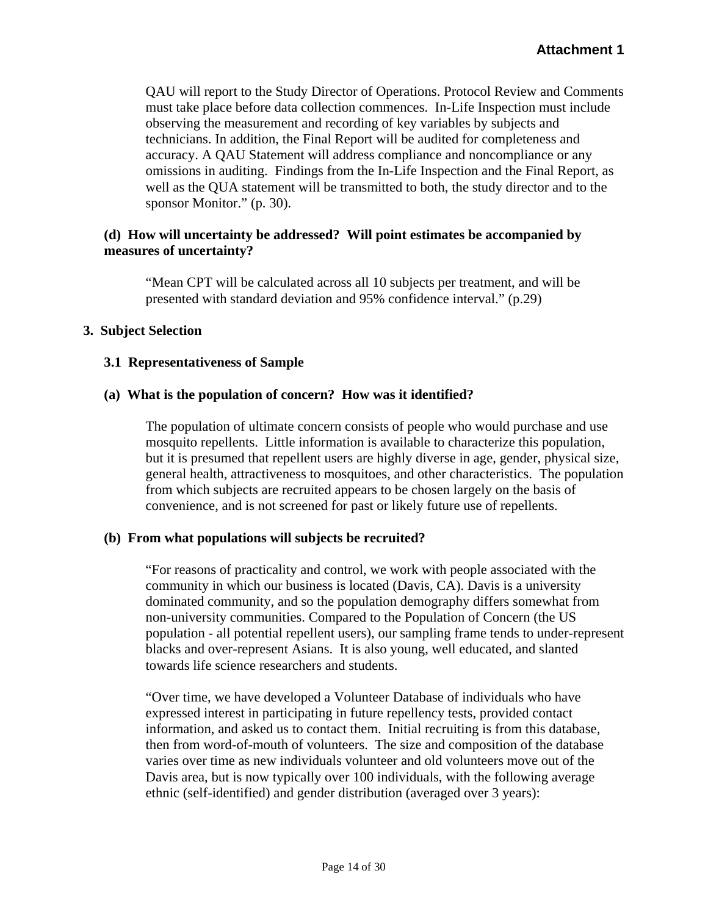QAU will report to the Study Director of Operations. Protocol Review and Comments must take place before data collection commences. In-Life Inspection must include observing the measurement and recording of key variables by subjects and technicians. In addition, the Final Report will be audited for completeness and accuracy. A QAU Statement will address compliance and noncompliance or any omissions in auditing. Findings from the In-Life Inspection and the Final Report, as well as the QUA statement will be transmitted to both, the study director and to the sponsor Monitor." (p. 30).

**(d) How will uncertainty be addressed? Will point estimates be accompanied by measures of uncertainty?**

"Mean CPT will be calculated across all 10 subjects per treatment, and will be presented with standard deviation and 95% confidence interval." (p.29)

## 3. Subject Selection

### 3.1 Representativeness of Sample

**(a) What is the population of concern? How was it identified?**

The population of ultimate concern consists of people who would purchase and use mosquito repellents. Little information is available to characterize this population, but it is presumed that repellent users are highly diverse in age, gender, physical size, general health, attractiveness to mosquitoes, and other characteristics. The population from which subjects are recruited appears to be chosen largely on the basis of convenience, and is not screened for past or likely future use of repellents.

**(b) From what populations will subjects be recruited?**

"For reasons of practicality and control, we work with people associated with the community in which our business is located (Davis, CA). Davis is a university dominated community, and so the population demography differs somewhat from non-university communities. Compared to the Population of Concern (the US population - all potential repellent users), our sampling frame tends to under-represent blacks and over-represent Asians. It is also young, well educated, and slanted towards life science researchers and students.

"Over time, we have developed a Volunteer Database of individuals who have expressed interest in participating in future repellency tests, provided contact information, and asked us to contact them. Initial recruiting is from this database, then from word-of-mouth of volunteers. The size and composition of the database varies over time as new individuals volunteer and old volunteers move out of the Davis area, but is now typically over 100 individuals, with the following average ethnic (self-identified) and gender distribution (averaged over 3 years):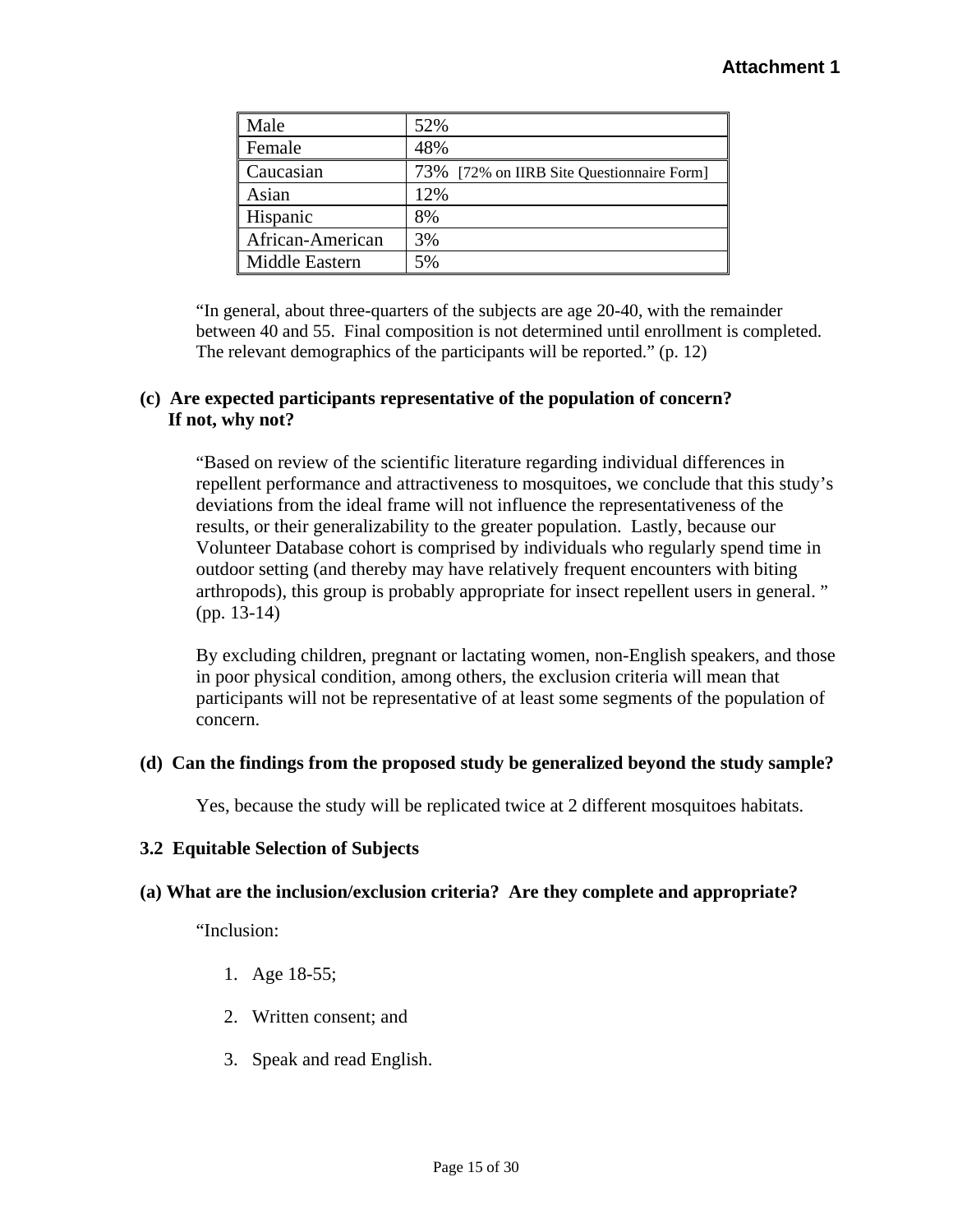**Attachment 1**

| Male | 52% |
|---|---|
| Female | 48% |
| Caucasian | 73% [72% on IIRB Site Questionnaire Form] |
| Asian | 12% |
| Hispanic | 8% |
| African-American | 3% |
| Middle Eastern | 5% |

"In general, about three-quarters of the subjects are age 20-40, with the remainder between 40 and 55. Final composition is not determined until enrollment is completed. The relevant demographics of the participants will be reported." (p. 12)

**(c) Are expected participants representative of the population of concern? If not, why not?**

"Based on review of the scientific literature regarding individual differences in repellent performance and attractiveness to mosquitoes, we conclude that this study's deviations from the ideal frame will not influence the representativeness of the results, or their generalizability to the greater population. Lastly, because our Volunteer Database cohort is comprised by individuals who regularly spend time in outdoor setting (and thereby may have relatively frequent encounters with biting arthropods), this group is probably appropriate for insect repellent users in general. " (pp. 13-14)

By excluding children, pregnant or lactating women, non-English speakers, and those in poor physical condition, among others, the exclusion criteria will mean that participants will not be representative of at least some segments of the population of concern.

**(d) Can the findings from the proposed study be generalized beyond the study sample?**

Yes, because the study will be replicated twice at 2 different mosquitoes habitats.

**3.2 Equitable Selection of Subjects**

**(a) What are the inclusion/exclusion criteria? Are they complete and appropriate?**

"Inclusion:

1. Age 18-55;
2. Written consent; and
3. Speak and read English.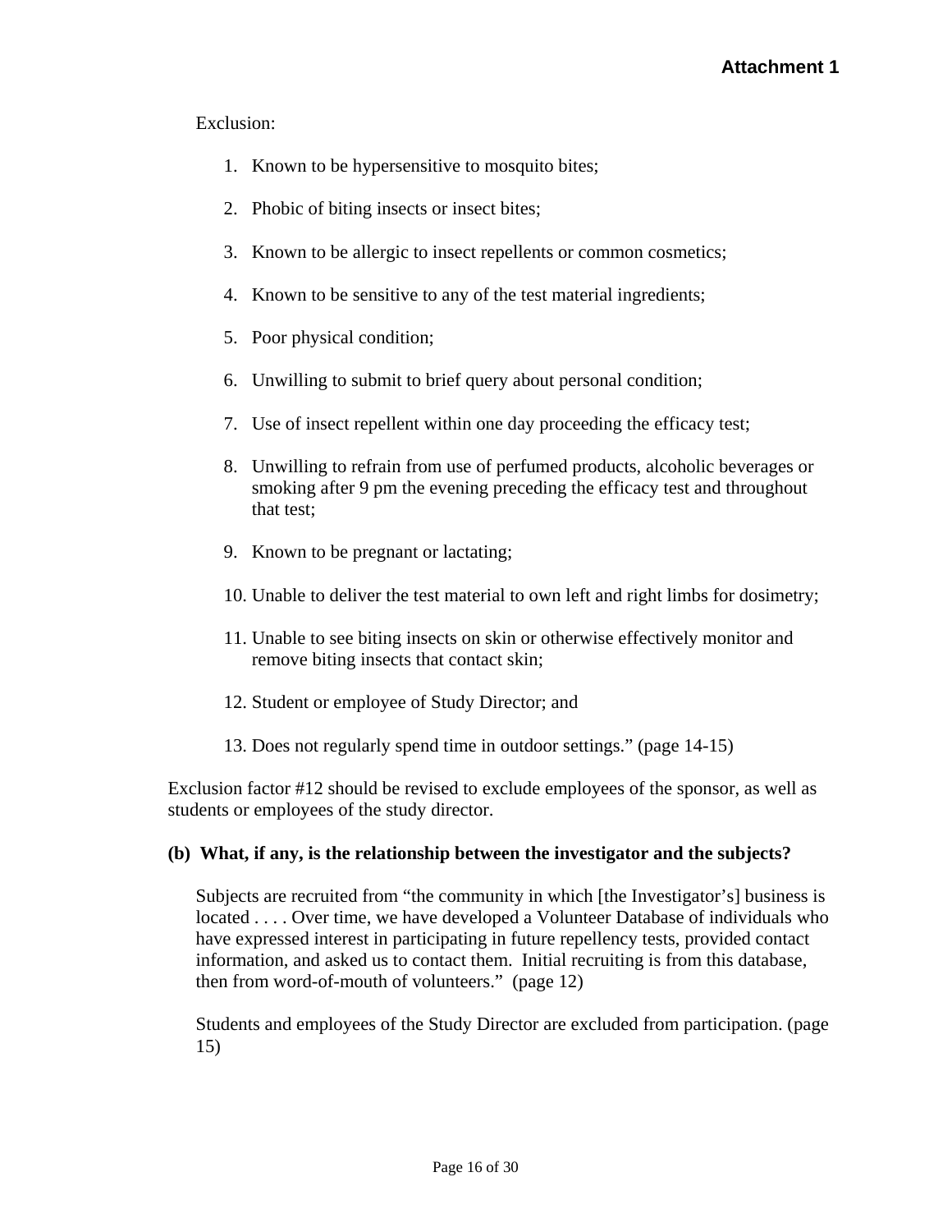Exclusion:

1. Known to be hypersensitive to mosquito bites;
2. Phobic of biting insects or insect bites;
3. Known to be allergic to insect repellents or common cosmetics;
4. Known to be sensitive to any of the test material ingredients;
5. Poor physical condition;
6. Unwilling to submit to brief query about personal condition;
7. Use of insect repellent within one day proceeding the efficacy test;
8. Unwilling to refrain from use of perfumed products, alcoholic beverages or smoking after 9 pm the evening preceding the efficacy test and throughout that test;
9. Known to be pregnant or lactating;
10. Unable to deliver the test material to own left and right limbs for dosimetry;
11. Unable to see biting insects on skin or otherwise effectively monitor and remove biting insects that contact skin;
12. Student or employee of Study Director; and
13. Does not regularly spend time in outdoor settings." (page 14-15)

Exclusion factor #12 should be revised to exclude employees of the sponsor, as well as students or employees of the study director.

**(b) What, if any, is the relationship between the investigator and the subjects?**

Subjects are recruited from "the community in which [the Investigator's] business is located . . . . Over time, we have developed a Volunteer Database of individuals who have expressed interest in participating in future repellency tests, provided contact information, and asked us to contact them. Initial recruiting is from this database, then from word-of-mouth of volunteers." (page 12)

Students and employees of the Study Director are excluded from participation. (page 15)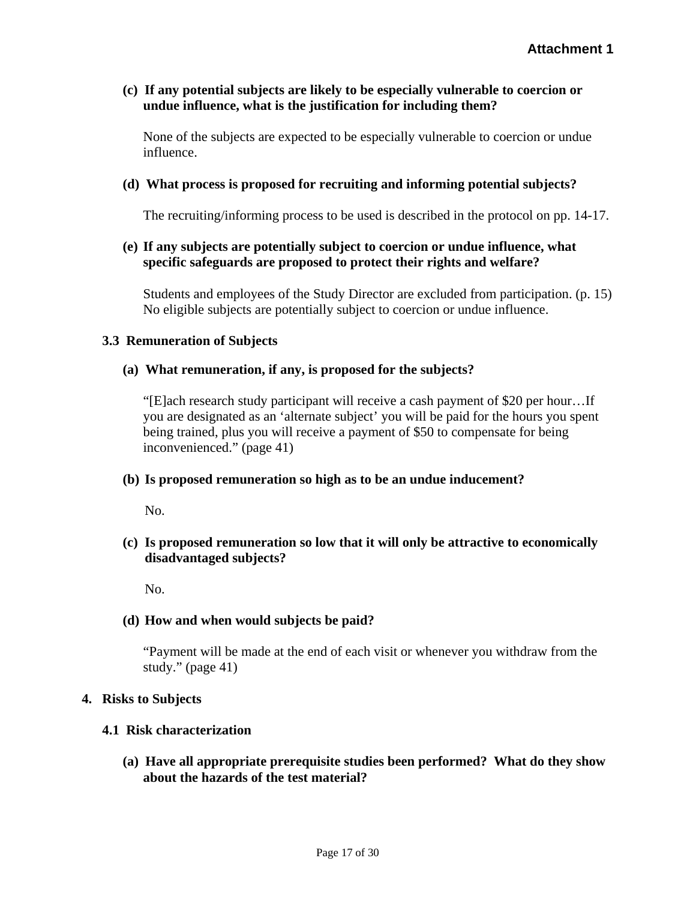**Attachment 1**

**(c) If any potential subjects are likely to be especially vulnerable to coercion or undue influence, what is the justification for including them?**

None of the subjects are expected to be especially vulnerable to coercion or undue influence.

**(d) What process is proposed for recruiting and informing potential subjects?**

The recruiting/informing process to be used is described in the protocol on pp. 14-17.

**(e) If any subjects are potentially subject to coercion or undue influence, what specific safeguards are proposed to protect their rights and welfare?**

Students and employees of the Study Director are excluded from participation. (p. 15) No eligible subjects are potentially subject to coercion or undue influence.

### 3.3 Remuneration of Subjects

**(a) What remuneration, if any, is proposed for the subjects?**

"[E]ach research study participant will receive a cash payment of $20 per hour…If you are designated as an 'alternate subject' you will be paid for the hours you spent being trained, plus you will receive a payment of $50 to compensate for being inconvenienced." (page 41)

**(b) Is proposed remuneration so high as to be an undue inducement?**

No.

**(c) Is proposed remuneration so low that it will only be attractive to economically disadvantaged subjects?**

No.

**(d) How and when would subjects be paid?**

"Payment will be made at the end of each visit or whenever you withdraw from the study." (page 41)

## 4. Risks to Subjects

### 4.1 Risk characterization

**(a) Have all appropriate prerequisite studies been performed? What do they show about the hazards of the test material?**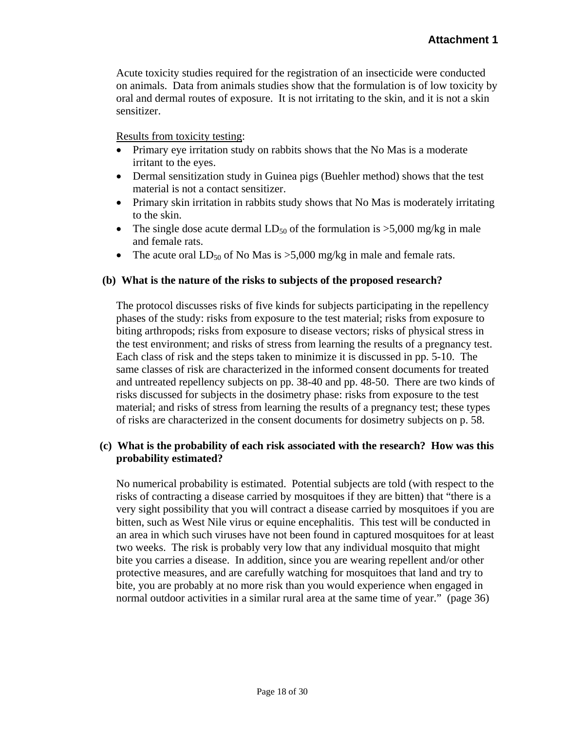**Attachment 1**

Acute toxicity studies required for the registration of an insecticide were conducted on animals. Data from animals studies show that the formulation is of low toxicity by oral and dermal routes of exposure. It is not irritating to the skin, and it is not a skin sensitizer.

Results from toxicity testing:

- Primary eye irritation study on rabbits shows that the No Mas is a moderate irritant to the eyes.
- Dermal sensitization study in Guinea pigs (Buehler method) shows that the test material is not a contact sensitizer.
- Primary skin irritation in rabbits study shows that No Mas is moderately irritating to the skin.
- The single dose acute dermal $LD_{50}$ of the formulation is >5,000 mg/kg in male and female rats.
- The acute oral $LD_{50}$ of No Mas is >5,000 mg/kg in male and female rats.

**(b) What is the nature of the risks to subjects of the proposed research?**

The protocol discusses risks of five kinds for subjects participating in the repellency phases of the study: risks from exposure to the test material; risks from exposure to biting arthropods; risks from exposure to disease vectors; risks of physical stress in the test environment; and risks of stress from learning the results of a pregnancy test. Each class of risk and the steps taken to minimize it is discussed in pp. 5-10. The same classes of risk are characterized in the informed consent documents for treated and untreated repellency subjects on pp. 38-40 and pp. 48-50. There are two kinds of risks discussed for subjects in the dosimetry phase: risks from exposure to the test material; and risks of stress from learning the results of a pregnancy test; these types of risks are characterized in the consent documents for dosimetry subjects on p. 58.

**(c) What is the probability of each risk associated with the research? How was this probability estimated?**

No numerical probability is estimated. Potential subjects are told (with respect to the risks of contracting a disease carried by mosquitoes if they are bitten) that "there is a very sight possibility that you will contract a disease carried by mosquitoes if you are bitten, such as West Nile virus or equine encephalitis. This test will be conducted in an area in which such viruses have not been found in captured mosquitoes for at least two weeks. The risk is probably very low that any individual mosquito that might bite you carries a disease. In addition, since you are wearing repellent and/or other protective measures, and are carefully watching for mosquitoes that land and try to bite, you are probably at no more risk than you would experience when engaged in normal outdoor activities in a similar rural area at the same time of year." (page 36)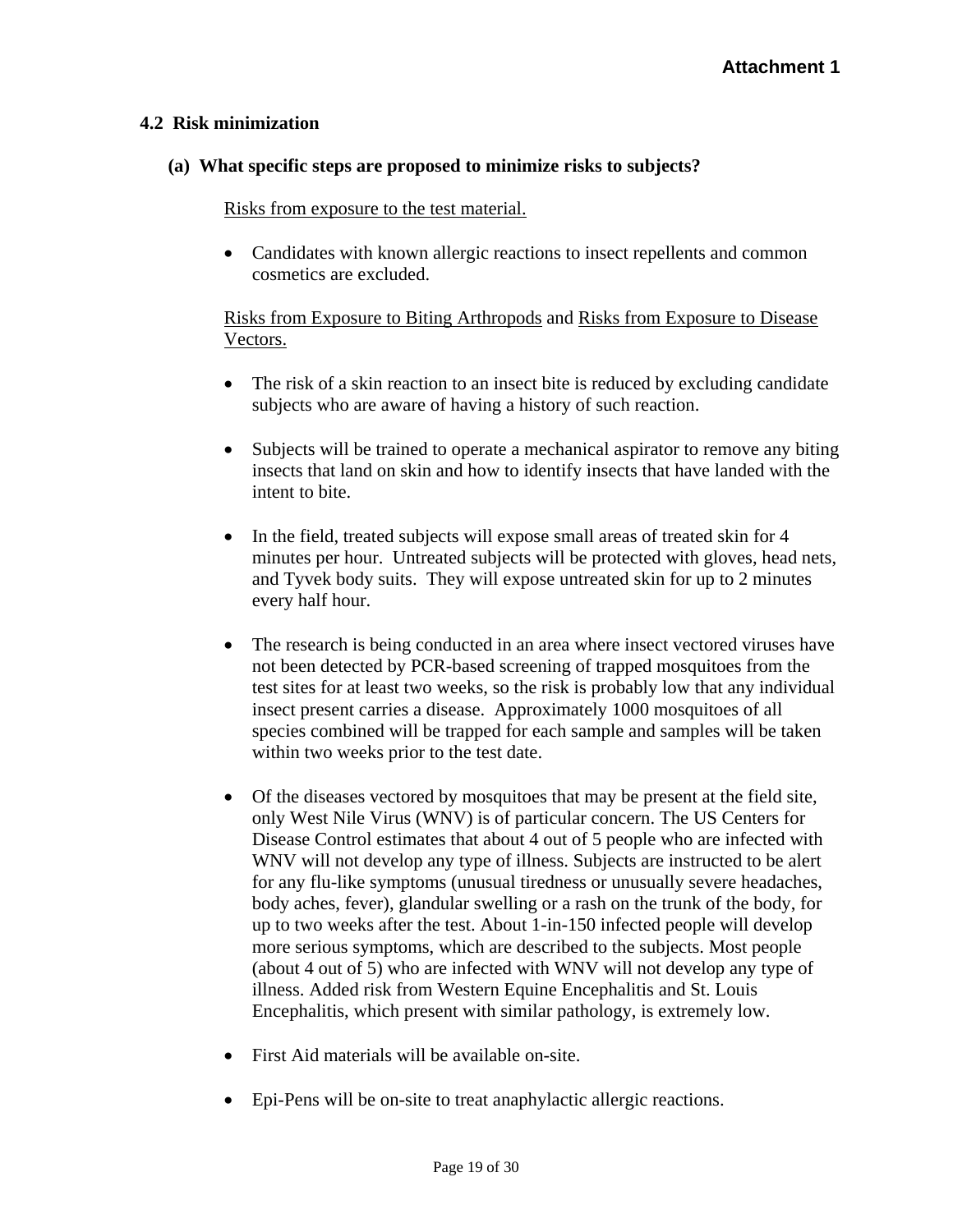**Attachment 1**

### 4.2 Risk minimization

#### (a) What specific steps are proposed to minimize risks to subjects?

<u>Risks from exposure to the test material.</u>

- Candidates with known allergic reactions to insect repellents and common cosmetics are excluded.

<u>Risks from Exposure to Biting Arthropods</u> and <u>Risks from Exposure to Disease Vectors.</u>

- The risk of a skin reaction to an insect bite is reduced by excluding candidate subjects who are aware of having a history of such reaction.
- Subjects will be trained to operate a mechanical aspirator to remove any biting insects that land on skin and how to identify insects that have landed with the intent to bite.
- In the field, treated subjects will expose small areas of treated skin for 4 minutes per hour. Untreated subjects will be protected with gloves, head nets, and Tyvek body suits. They will expose untreated skin for up to 2 minutes every half hour.
- The research is being conducted in an area where insect vectored viruses have not been detected by PCR-based screening of trapped mosquitoes from the test sites for at least two weeks, so the risk is probably low that any individual insect present carries a disease. Approximately 1000 mosquitoes of all species combined will be trapped for each sample and samples will be taken within two weeks prior to the test date.
- Of the diseases vectored by mosquitoes that may be present at the field site, only West Nile Virus (WNV) is of particular concern. The US Centers for Disease Control estimates that about 4 out of 5 people who are infected with WNV will not develop any type of illness. Subjects are instructed to be alert for any flu-like symptoms (unusual tiredness or unusually severe headaches, body aches, fever), glandular swelling or a rash on the trunk of the body, for up to two weeks after the test. About 1-in-150 infected people will develop more serious symptoms, which are described to the subjects. Most people (about 4 out of 5) who are infected with WNV will not develop any type of illness. Added risk from Western Equine Encephalitis and St. Louis Encephalitis, which present with similar pathology, is extremely low.
- First Aid materials will be available on-site.
- Epi-Pens will be on-site to treat anaphylactic allergic reactions.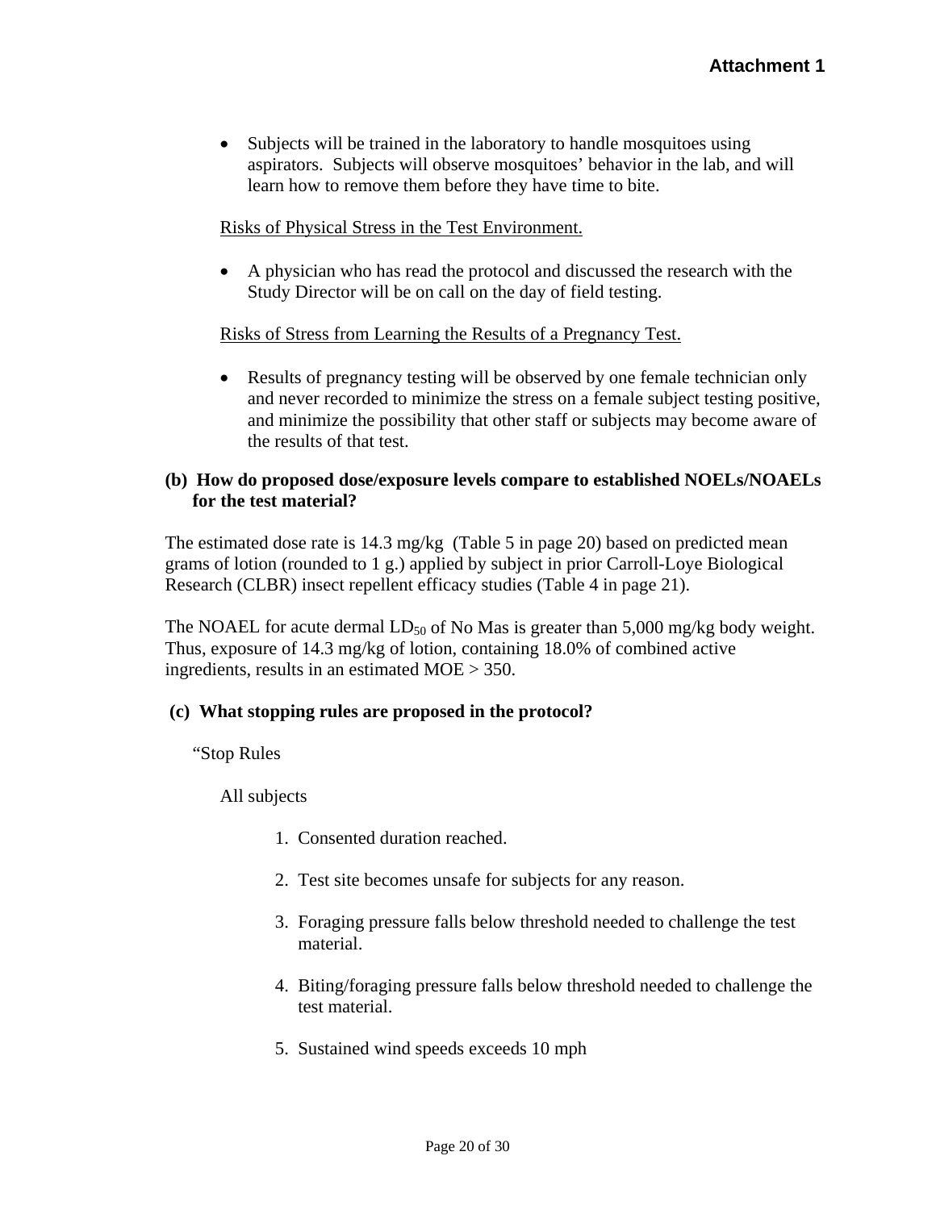- Subjects will be trained in the laboratory to handle mosquitoes using aspirators. Subjects will observe mosquitoes' behavior in the lab, and will learn how to remove them before they have time to bite.

Risks of Physical Stress in the Test Environment.

- A physician who has read the protocol and discussed the research with the Study Director will be on call on the day of field testing.

Risks of Stress from Learning the Results of a Pregnancy Test.

- Results of pregnancy testing will be observed by one female technician only and never recorded to minimize the stress on a female subject testing positive, and minimize the possibility that other staff or subjects may become aware of the results of that test.

**(b) How do proposed dose/exposure levels compare to established NOELs/NOAELs for the test material?**

The estimated dose rate is 14.3 mg/kg (Table 5 in page 20) based on predicted mean grams of lotion (rounded to 1 g.) applied by subject in prior Carroll-Loye Biological Research (CLBR) insect repellent efficacy studies (Table 4 in page 21).

The NOAEL for acute dermal $LD_{50}$ of No Mas is greater than 5,000 mg/kg body weight. Thus, exposure of 14.3 mg/kg of lotion, containing 18.0% of combined active ingredients, results in an estimated MOE > 350.

**(c) What stopping rules are proposed in the protocol?**

"Stop Rules

All subjects

1. Consented duration reached.
2. Test site becomes unsafe for subjects for any reason.
3. Foraging pressure falls below threshold needed to challenge the test material.
4. Biting/foraging pressure falls below threshold needed to challenge the test material.
5. Sustained wind speeds exceeds 10 mph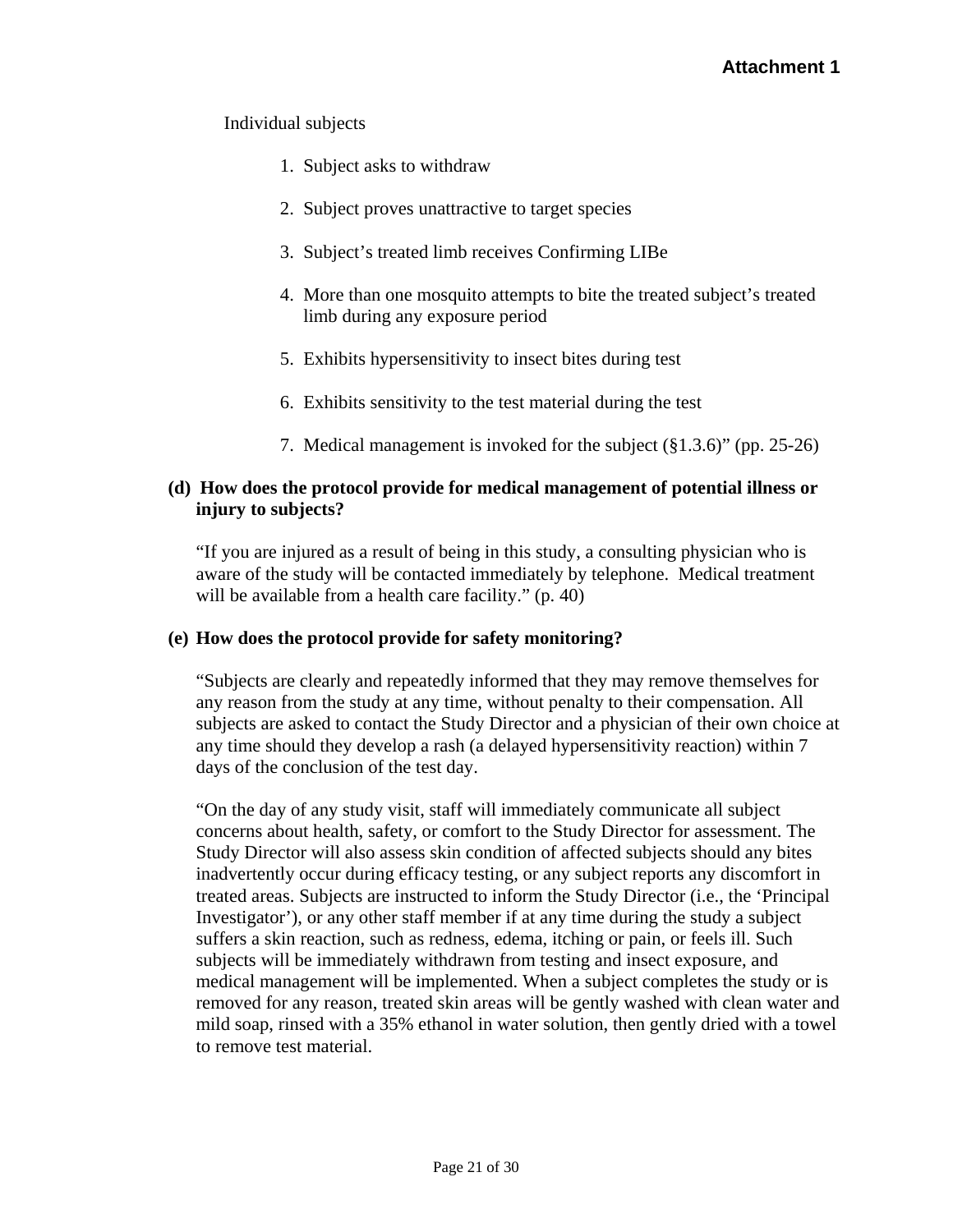Individual subjects

1. Subject asks to withdraw
2. Subject proves unattractive to target species
3. Subject's treated limb receives Confirming LIBe
4. More than one mosquito attempts to bite the treated subject's treated limb during any exposure period
5. Exhibits hypersensitivity to insect bites during test
6. Exhibits sensitivity to the test material during the test
7. Medical management is invoked for the subject (§1.3.6)" (pp. 25-26)

**(d) How does the protocol provide for medical management of potential illness or injury to subjects?**

"If you are injured as a result of being in this study, a consulting physician who is aware of the study will be contacted immediately by telephone. Medical treatment will be available from a health care facility." (p. 40)

**(e) How does the protocol provide for safety monitoring?**

"Subjects are clearly and repeatedly informed that they may remove themselves for any reason from the study at any time, without penalty to their compensation. All subjects are asked to contact the Study Director and a physician of their own choice at any time should they develop a rash (a delayed hypersensitivity reaction) within 7 days of the conclusion of the test day.

"On the day of any study visit, staff will immediately communicate all subject concerns about health, safety, or comfort to the Study Director for assessment. The Study Director will also assess skin condition of affected subjects should any bites inadvertently occur during efficacy testing, or any subject reports any discomfort in treated areas. Subjects are instructed to inform the Study Director (i.e., the 'Principal Investigator'), or any other staff member if at any time during the study a subject suffers a skin reaction, such as redness, edema, itching or pain, or feels ill. Such subjects will be immediately withdrawn from testing and insect exposure, and medical management will be implemented. When a subject completes the study or is removed for any reason, treated skin areas will be gently washed with clean water and mild soap, rinsed with a 35% ethanol in water solution, then gently dried with a towel to remove test material.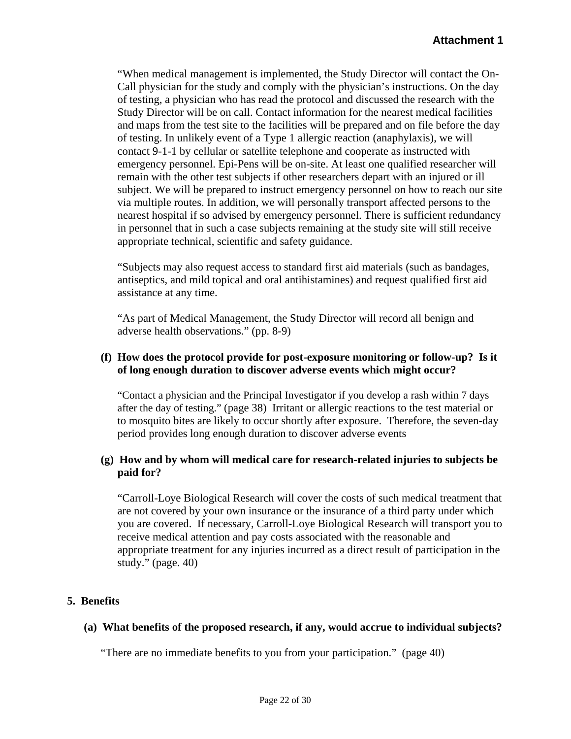"When medical management is implemented, the Study Director will contact the On-Call physician for the study and comply with the physician's instructions. On the day of testing, a physician who has read the protocol and discussed the research with the Study Director will be on call. Contact information for the nearest medical facilities and maps from the test site to the facilities will be prepared and on file before the day of testing. In unlikely event of a Type 1 allergic reaction (anaphylaxis), we will contact 9-1-1 by cellular or satellite telephone and cooperate as instructed with emergency personnel. Epi-Pens will be on-site. At least one qualified researcher will remain with the other test subjects if other researchers depart with an injured or ill subject. We will be prepared to instruct emergency personnel on how to reach our site via multiple routes. In addition, we will personally transport affected persons to the nearest hospital if so advised by emergency personnel. There is sufficient redundancy in personnel that in such a case subjects remaining at the study site will still receive appropriate technical, scientific and safety guidance.

"Subjects may also request access to standard first aid materials (such as bandages, antiseptics, and mild topical and oral antihistamines) and request qualified first aid assistance at any time.

"As part of Medical Management, the Study Director will record all benign and adverse health observations." (pp. 8-9)

**(f) How does the protocol provide for post-exposure monitoring or follow-up? Is it of long enough duration to discover adverse events which might occur?**

"Contact a physician and the Principal Investigator if you develop a rash within 7 days after the day of testing." (page 38) Irritant or allergic reactions to the test material or to mosquito bites are likely to occur shortly after exposure. Therefore, the seven-day period provides long enough duration to discover adverse events

**(g) How and by whom will medical care for research-related injuries to subjects be paid for?**

"Carroll-Loye Biological Research will cover the costs of such medical treatment that are not covered by your own insurance or the insurance of a third party under which you are covered. If necessary, Carroll-Loye Biological Research will transport you to receive medical attention and pay costs associated with the reasonable and appropriate treatment for any injuries incurred as a direct result of participation in the study." (page. 40)

## 5. Benefits

**(a) What benefits of the proposed research, if any, would accrue to individual subjects?**

"There are no immediate benefits to you from your participation." (page 40)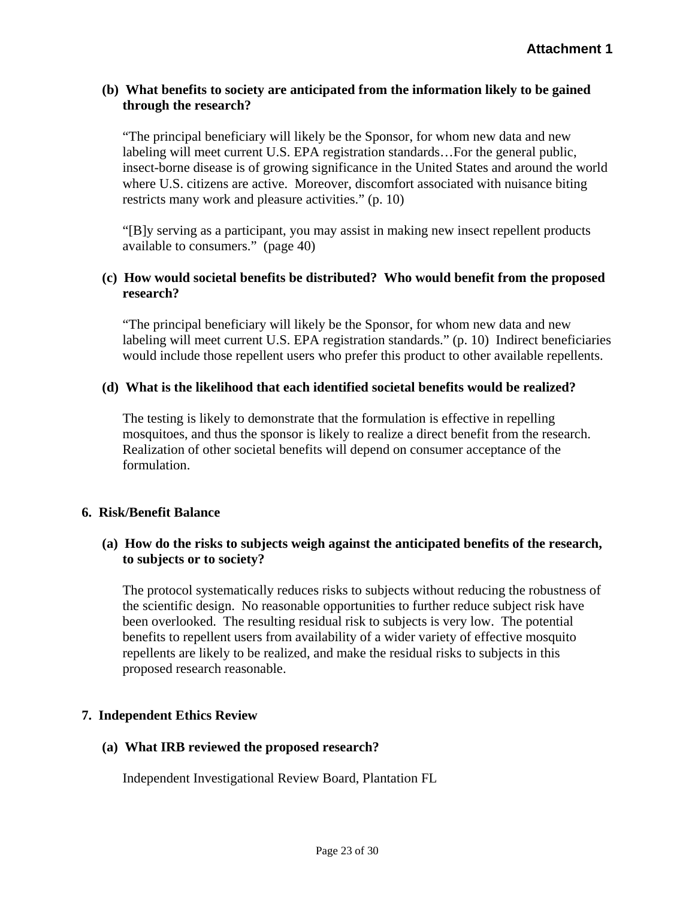**(b) What benefits to society are anticipated from the information likely to be gained through the research?**

"The principal beneficiary will likely be the Sponsor, for whom new data and new labeling will meet current U.S. EPA registration standards…For the general public, insect-borne disease is of growing significance in the United States and around the world where U.S. citizens are active. Moreover, discomfort associated with nuisance biting restricts many work and pleasure activities." (p. 10)

"[B]y serving as a participant, you may assist in making new insect repellent products available to consumers." (page 40)

**(c) How would societal benefits be distributed? Who would benefit from the proposed research?**

"The principal beneficiary will likely be the Sponsor, for whom new data and new labeling will meet current U.S. EPA registration standards." (p. 10) Indirect beneficiaries would include those repellent users who prefer this product to other available repellents.

**(d) What is the likelihood that each identified societal benefits would be realized?**

The testing is likely to demonstrate that the formulation is effective in repelling mosquitoes, and thus the sponsor is likely to realize a direct benefit from the research. Realization of other societal benefits will depend on consumer acceptance of the formulation.

## 6. Risk/Benefit Balance

**(a) How do the risks to subjects weigh against the anticipated benefits of the research, to subjects or to society?**

The protocol systematically reduces risks to subjects without reducing the robustness of the scientific design. No reasonable opportunities to further reduce subject risk have been overlooked. The resulting residual risk to subjects is very low. The potential benefits to repellent users from availability of a wider variety of effective mosquito repellents are likely to be realized, and make the residual risks to subjects in this proposed research reasonable.

## 7. Independent Ethics Review

**(a) What IRB reviewed the proposed research?**

Independent Investigational Review Board, Plantation FL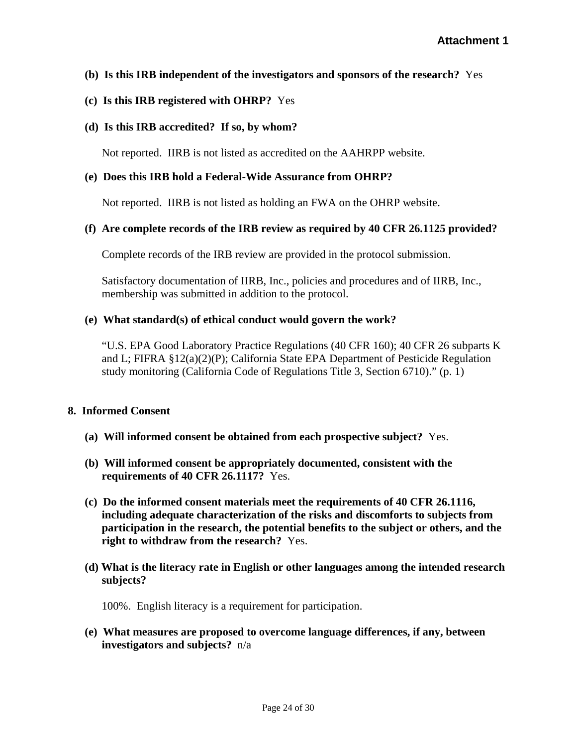**Attachment 1**

**(b) Is this IRB independent of the investigators and sponsors of the research?** Yes

**(c) Is this IRB registered with OHRP?** Yes

**(d) Is this IRB accredited? If so, by whom?**

Not reported. IIRB is not listed as accredited on the AAHRPP website.

**(e) Does this IRB hold a Federal-Wide Assurance from OHRP?**

Not reported. IIRB is not listed as holding an FWA on the OHRP website.

**(f) Are complete records of the IRB review as required by 40 CFR 26.1125 provided?**

Complete records of the IRB review are provided in the protocol submission.

Satisfactory documentation of IIRB, Inc., policies and procedures and of IIRB, Inc., membership was submitted in addition to the protocol.

**(e) What standard(s) of ethical conduct would govern the work?**

"U.S. EPA Good Laboratory Practice Regulations (40 CFR 160); 40 CFR 26 subparts K and L; FIFRA §12(a)(2)(P); California State EPA Department of Pesticide Regulation study monitoring (California Code of Regulations Title 3, Section 6710)." (p. 1)

## 8. Informed Consent

**(a) Will informed consent be obtained from each prospective subject?** Yes.

**(b) Will informed consent be appropriately documented, consistent with the requirements of 40 CFR 26.1117?** Yes.

**(c) Do the informed consent materials meet the requirements of 40 CFR 26.1116, including adequate characterization of the risks and discomforts to subjects from participation in the research, the potential benefits to the subject or others, and the right to withdraw from the research?** Yes.

**(d) What is the literacy rate in English or other languages among the intended research subjects?**

100%. English literacy is a requirement for participation.

**(e) What measures are proposed to overcome language differences, if any, between investigators and subjects?** n/a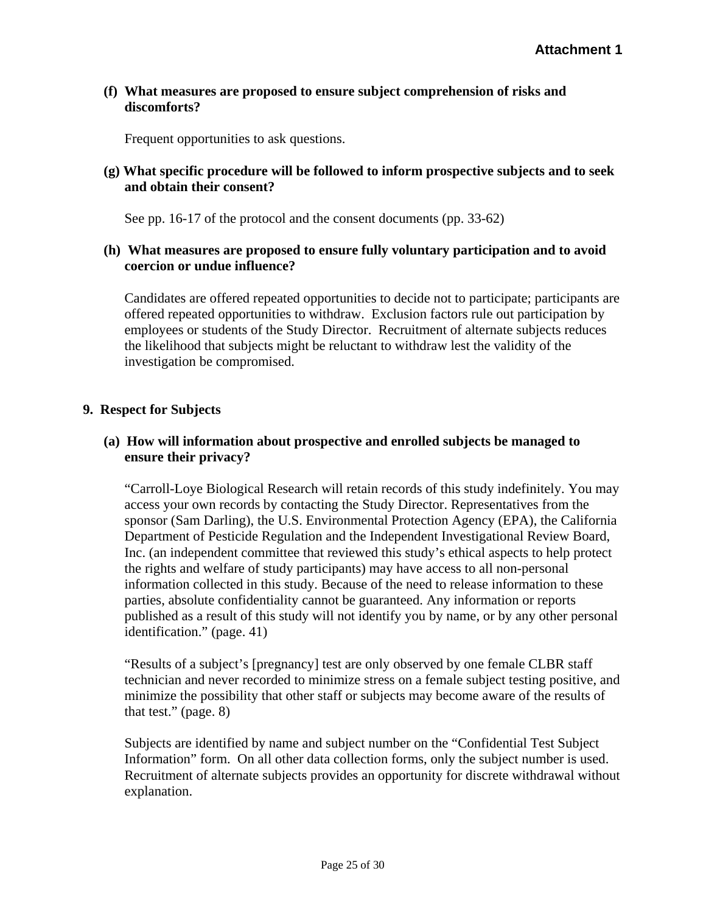**Attachment 1**

**(f) What measures are proposed to ensure subject comprehension of risks and discomforts?**

Frequent opportunities to ask questions.

**(g) What specific procedure will be followed to inform prospective subjects and to seek and obtain their consent?**

See pp. 16-17 of the protocol and the consent documents (pp. 33-62)

**(h) What measures are proposed to ensure fully voluntary participation and to avoid coercion or undue influence?**

Candidates are offered repeated opportunities to decide not to participate; participants are offered repeated opportunities to withdraw. Exclusion factors rule out participation by employees or students of the Study Director. Recruitment of alternate subjects reduces the likelihood that subjects might be reluctant to withdraw lest the validity of the investigation be compromised.

**9. Respect for Subjects**

**(a) How will information about prospective and enrolled subjects be managed to ensure their privacy?**

"Carroll-Loye Biological Research will retain records of this study indefinitely. You may access your own records by contacting the Study Director. Representatives from the sponsor (Sam Darling), the U.S. Environmental Protection Agency (EPA), the California Department of Pesticide Regulation and the Independent Investigational Review Board, Inc. (an independent committee that reviewed this study's ethical aspects to help protect the rights and welfare of study participants) may have access to all non-personal information collected in this study. Because of the need to release information to these parties, absolute confidentiality cannot be guaranteed. Any information or reports published as a result of this study will not identify you by name, or by any other personal identification." (page. 41)

"Results of a subject's [pregnancy] test are only observed by one female CLBR staff technician and never recorded to minimize stress on a female subject testing positive, and minimize the possibility that other staff or subjects may become aware of the results of that test." (page. 8)

Subjects are identified by name and subject number on the "Confidential Test Subject Information" form. On all other data collection forms, only the subject number is used. Recruitment of alternate subjects provides an opportunity for discrete withdrawal without explanation.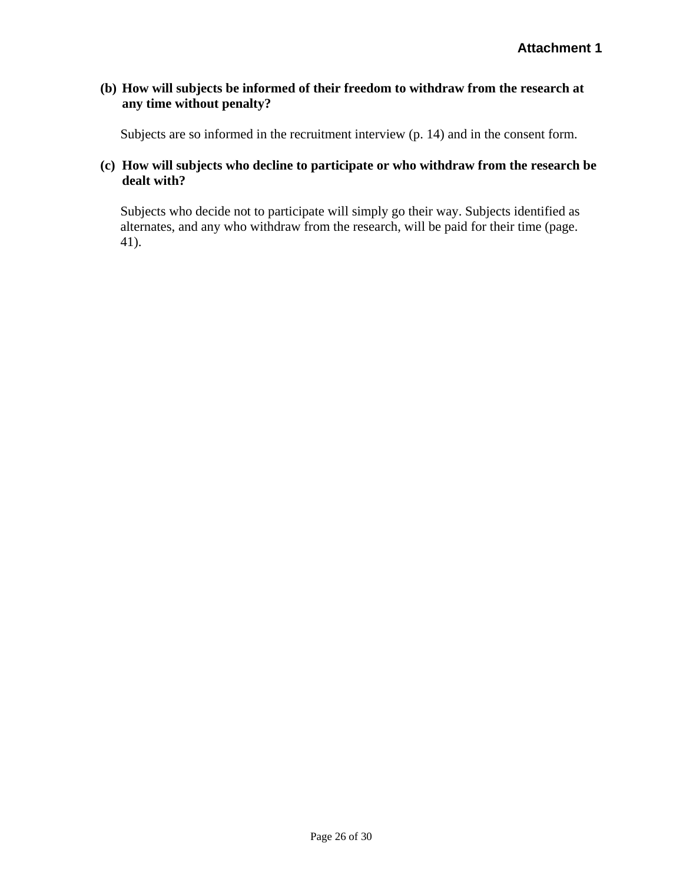**Attachment 1**

**(b) How will subjects be informed of their freedom to withdraw from the research at any time without penalty?**

Subjects are so informed in the recruitment interview (p. 14) and in the consent form.

**(c) How will subjects who decline to participate or who withdraw from the research be dealt with?**

Subjects who decide not to participate will simply go their way. Subjects identified as alternates, and any who withdraw from the research, will be paid for their time (page. 41).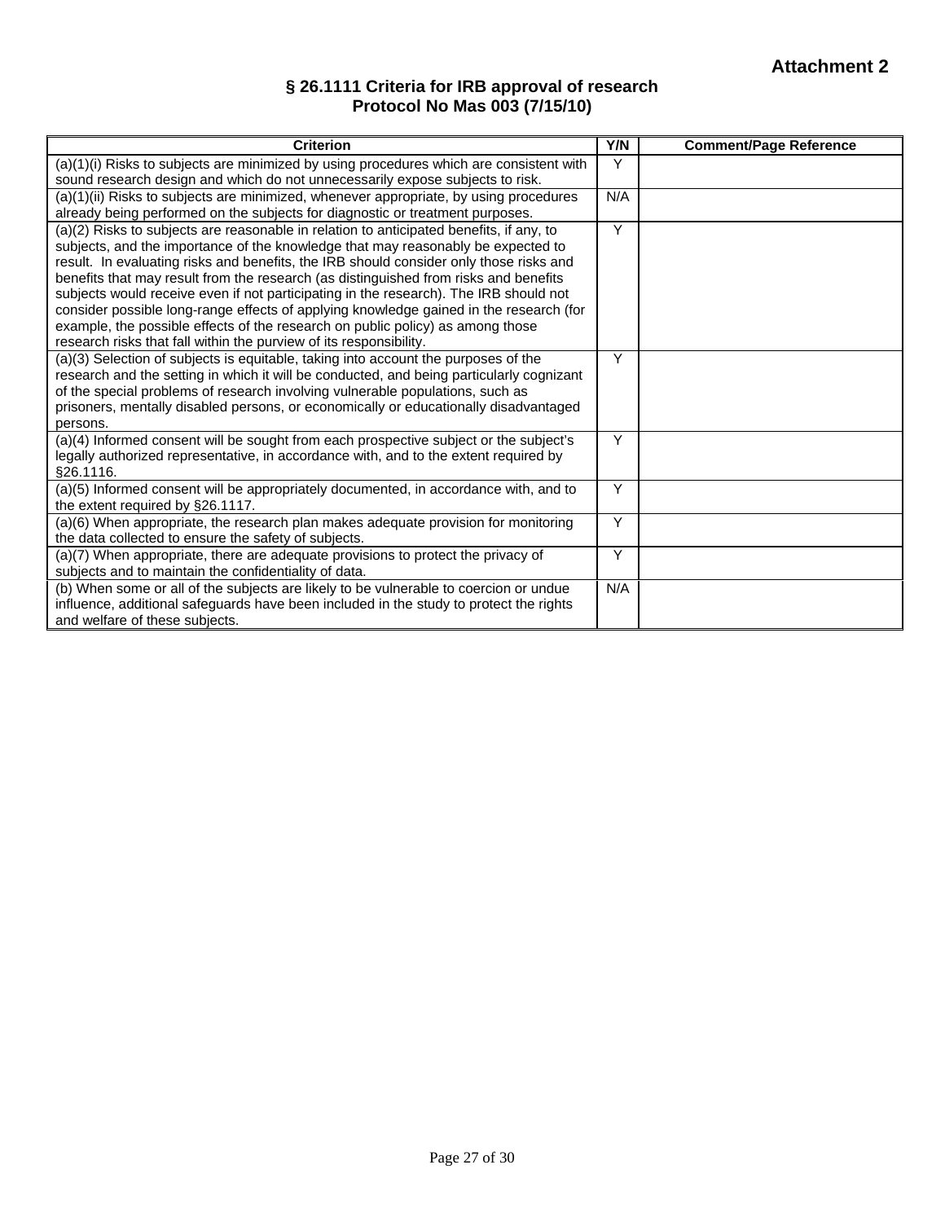**Attachment 2**

## § 26.1111 Criteria for IRB approval of research
## Protocol No Mas 003 (7/15/10)

| Criterion | Y/N | Comment/Page Reference |
|---|---|---|
| (a)(1)(i) Risks to subjects are minimized by using procedures which are consistent with sound research design and which do not unnecessarily expose subjects to risk. | Y | |
| (a)(1)(ii) Risks to subjects are minimized, whenever appropriate, by using procedures already being performed on the subjects for diagnostic or treatment purposes. | N/A | |
| (a)(2) Risks to subjects are reasonable in relation to anticipated benefits, if any, to subjects, and the importance of the knowledge that may reasonably be expected to result. In evaluating risks and benefits, the IRB should consider only those risks and benefits that may result from the research (as distinguished from risks and benefits subjects would receive even if not participating in the research). The IRB should not consider possible long-range effects of applying knowledge gained in the research (for example, the possible effects of the research on public policy) as among those research risks that fall within the purview of its responsibility. | Y | |
| (a)(3) Selection of subjects is equitable, taking into account the purposes of the research and the setting in which it will be conducted, and being particularly cognizant of the special problems of research involving vulnerable populations, such as prisoners, mentally disabled persons, or economically or educationally disadvantaged persons. | Y | |
| (a)(4) Informed consent will be sought from each prospective subject or the subject's legally authorized representative, in accordance with, and to the extent required by §26.1116. | Y | |
| (a)(5) Informed consent will be appropriately documented, in accordance with, and to the extent required by §26.1117. | Y | |
| (a)(6) When appropriate, the research plan makes adequate provision for monitoring the data collected to ensure the safety of subjects. | Y | |
| (a)(7) When appropriate, there are adequate provisions to protect the privacy of subjects and to maintain the confidentiality of data. | Y | |
| (b) When some or all of the subjects are likely to be vulnerable to coercion or undue influence, additional safeguards have been included in the study to protect the rights and welfare of these subjects. | N/A | |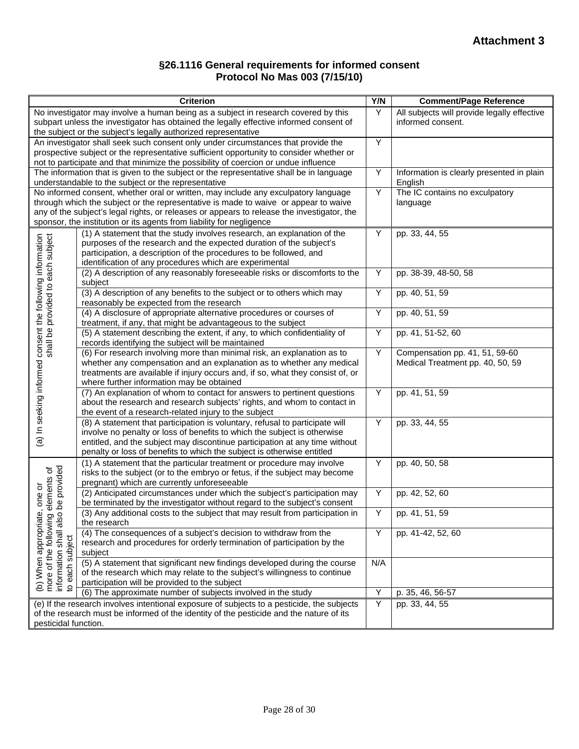**Attachment 3**

## §26.1116 General requirements for informed consent
## Protocol No Mas 003 (7/15/10)

| | Criterion | Y/N | Comment/Page Reference |
|---|---|---|---|
| No investigator may involve a human being as a subject in research covered by this subpart unless the investigator has obtained the legally effective informed consent of the subject or the subject's legally authorized representative | | Y | All subjects will provide legally effective informed consent. |
| An investigator shall seek such consent only under circumstances that provide the prospective subject or the representative sufficient opportunity to consider whether or not to participate and that minimize the possibility of coercion or undue influence | | Y | |
| The information that is given to the subject or the representative shall be in language understandable to the subject or the representative | | Y | Information is clearly presented in plain English |
| No informed consent, whether oral or written, may include any exculpatory language through which the subject or the representative is made to waive or appear to waive any of the subject's legal rights, or releases or appears to release the investigator, the sponsor, the institution or its agents from liability for negligence | | Y | The IC contains no exculpatory language |
| (a) In seeking informed consent the following information shall be provided to each subject | (1) A statement that the study involves research, an explanation of the purposes of the research and the expected duration of the subject's participation, a description of the procedures to be followed, and identification of any procedures which are experimental | Y | pp. 33, 44, 55 |
| | (2) A description of any reasonably foreseeable risks or discomforts to the subject | Y | pp. 38-39, 48-50, 58 |
| | (3) A description of any benefits to the subject or to others which may reasonably be expected from the research | Y | pp. 40, 51, 59 |
| | (4) A disclosure of appropriate alternative procedures or courses of treatment, if any, that might be advantageous to the subject | Y | pp. 40, 51, 59 |
| | (5) A statement describing the extent, if any, to which confidentiality of records identifying the subject will be maintained | Y | pp. 41, 51-52, 60 |
| | (6) For research involving more than minimal risk, an explanation as to whether any compensation and an explanation as to whether any medical treatments are available if injury occurs and, if so, what they consist of, or where further information may be obtained | Y | Compensation pp. 41, 51, 59-60<br>Medical Treatment pp. 40, 50, 59 |
| | (7) An explanation of whom to contact for answers to pertinent questions about the research and research subjects' rights, and whom to contact in the event of a research-related injury to the subject | Y | pp. 41, 51, 59 |
| | (8) A statement that participation is voluntary, refusal to participate will involve no penalty or loss of benefits to which the subject is otherwise entitled, and the subject may discontinue participation at any time without penalty or loss of benefits to which the subject is otherwise entitled | Y | pp. 33, 44, 55 |
| (b) When appropriate, one or more of the following elements of information shall also be provided to each subject | (1) A statement that the particular treatment or procedure may involve risks to the subject (or to the embryo or fetus, if the subject may become pregnant) which are currently unforeseeable | Y | pp. 40, 50, 58 |
| | (2) Anticipated circumstances under which the subject's participation may be terminated by the investigator without regard to the subject's consent | Y | pp. 42, 52, 60 |
| | (3) Any additional costs to the subject that may result from participation in the research | Y | pp. 41, 51, 59 |
| | (4) The consequences of a subject's decision to withdraw from the research and procedures for orderly termination of participation by the subject | Y | pp. 41-42, 52, 60 |
| | (5) A statement that significant new findings developed during the course of the research which may relate to the subject's willingness to continue participation will be provided to the subject | N/A | |
| | (6) The approximate number of subjects involved in the study | Y | p. 35, 46, 56-57 |
| (e) If the research involves intentional exposure of subjects to a pesticide, the subjects of the research must be informed of the identity of the pesticide and the nature of its pesticidal function. | | Y | pp. 33, 44, 55 |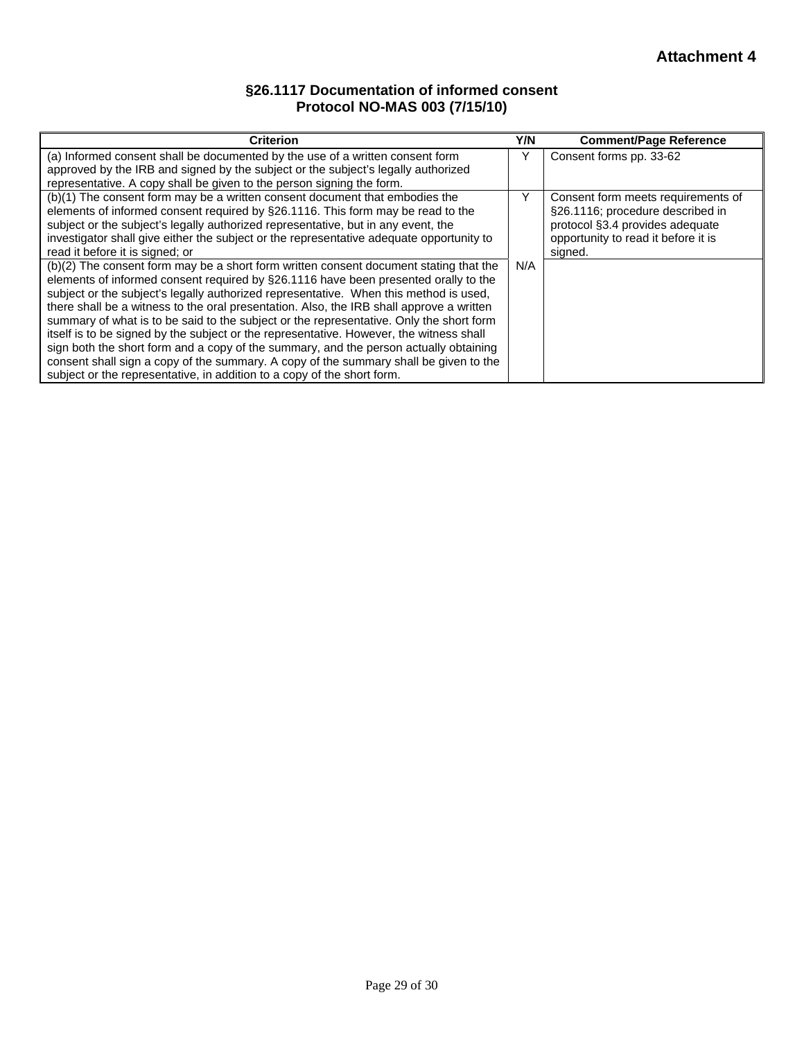**Attachment 4**

## §26.1117 Documentation of informed consent
## Protocol NO-MAS 003 (7/15/10)

| Criterion | Y/N | Comment/Page Reference |
|---|---|---|
| (a) Informed consent shall be documented by the use of a written consent form approved by the IRB and signed by the subject or the subject's legally authorized representative. A copy shall be given to the person signing the form. | Y | Consent forms pp. 33-62 |
| (b)(1) The consent form may be a written consent document that embodies the elements of informed consent required by §26.1116. This form may be read to the subject or the subject's legally authorized representative, but in any event, the investigator shall give either the subject or the representative adequate opportunity to read it before it is signed; or | Y | Consent form meets requirements of §26.1116; procedure described in protocol §3.4 provides adequate opportunity to read it before it is signed. |
| (b)(2) The consent form may be a short form written consent document stating that the elements of informed consent required by §26.1116 have been presented orally to the subject or the subject's legally authorized representative. When this method is used, there shall be a witness to the oral presentation. Also, the IRB shall approve a written summary of what is to be said to the subject or the representative. Only the short form itself is to be signed by the subject or the representative. However, the witness shall sign both the short form and a copy of the summary, and the person actually obtaining consent shall sign a copy of the summary. A copy of the summary shall be given to the subject or the representative, in addition to a copy of the short form. | N/A | |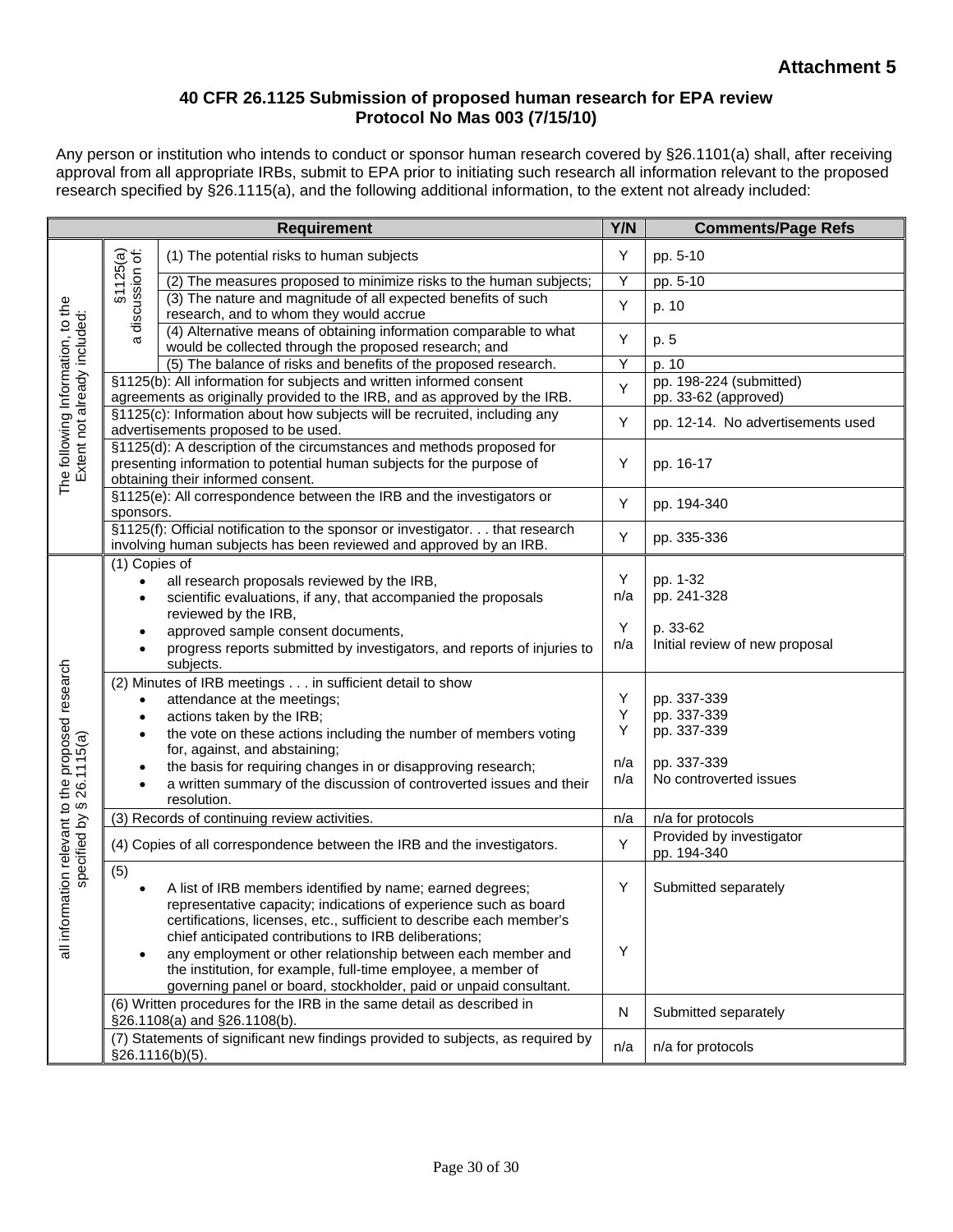**Attachment 5**

## 40 CFR 26.1125 Submission of proposed human research for EPA review
## Protocol No Mas 003 (7/15/10)

Any person or institution who intends to conduct or sponsor human research covered by §26.1101(a) shall, after receiving approval from all appropriate IRBs, submit to EPA prior to initiating such research all information relevant to the proposed research specified by §26.1115(a), and the following additional information, to the extent not already included:

| | | Requirement | Y/N | Comments/Page Refs |
|---|---|---|---|---|
| The following Information, to the Extent not already included: | §1125(a) a discussion of: | (1) The potential risks to human subjects | Y | pp. 5-10 |
| | | (2) The measures proposed to minimize risks to the human subjects; | Y | pp. 5-10 |
| | | (3) The nature and magnitude of all expected benefits of such research, and to whom they would accrue | Y | p. 10 |
| | | (4) Alternative means of obtaining information comparable to what would be collected through the proposed research; and | Y | p. 5 |
| | | (5) The balance of risks and benefits of the proposed research. | Y | p. 10 |
| | §1125(b): All information for subjects and written informed consent agreements as originally provided to the IRB, and as approved by the IRB. | | Y | pp. 198-224 (submitted)<br>pp. 33-62 (approved) |
| | §1125(c): Information about how subjects will be recruited, including any advertisements proposed to be used. | | Y | pp. 12-14. No advertisements used |
| | §1125(d): A description of the circumstances and methods proposed for presenting information to potential human subjects for the purpose of obtaining their informed consent. | | Y | pp. 16-17 |
| | §1125(e): All correspondence between the IRB and the investigators or sponsors. | | Y | pp. 194-340 |
| | §1125(f): Official notification to the sponsor or investigator. . . that research involving human subjects has been reviewed and approved by an IRB. | | Y | pp. 335-336 |
| all information relevant to the proposed research specified by § 26.1115(a) | (1) Copies of<br>• all research proposals reviewed by the IRB,<br>• scientific evaluations, if any, that accompanied the proposals reviewed by the IRB,<br>• approved sample consent documents,<br>• progress reports submitted by investigators, and reports of injuries to subjects. | | Y<br>n/a<br><br>Y<br>n/a | pp. 1-32<br>pp. 241-328<br><br>p. 33-62<br>Initial review of new proposal |
| | (2) Minutes of IRB meetings . . . in sufficient detail to show<br>• attendance at the meetings;<br>• actions taken by the IRB;<br>• the vote on these actions including the number of members voting for, against, and abstaining;<br>• the basis for requiring changes in or disapproving research;<br>• a written summary of the discussion of controverted issues and their resolution. | | Y<br>Y<br>Y<br><br>n/a<br>n/a | pp. 337-339<br>pp. 337-339<br>pp. 337-339<br><br>pp. 337-339<br>No controverted issues |
| | (3) Records of continuing review activities. | | n/a | n/a for protocols |
| | (4) Copies of all correspondence between the IRB and the investigators. | | Y | Provided by investigator<br>pp. 194-340 |
| | (5)<br>• A list of IRB members identified by name; earned degrees; representative capacity; indications of experience such as board certifications, licenses, etc., sufficient to describe each member's chief anticipated contributions to IRB deliberations;<br>• any employment or other relationship between each member and the institution, for example, full-time employee, a member of governing panel or board, stockholder, paid or unpaid consultant. | | Y<br><br><br><br>Y | Submitted separately |
| | (6) Written procedures for the IRB in the same detail as described in §26.1108(a) and §26.1108(b). | | N | Submitted separately |
| | (7) Statements of significant new findings provided to subjects, as required by §26.1116(b)(5). | | n/a | n/a for protocols |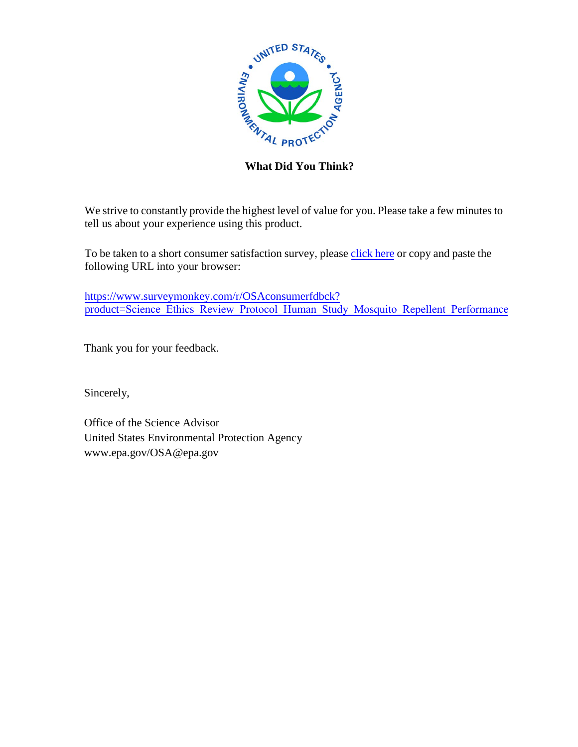**What Did You Think?**

We strive to constantly provide the highest level of value for you. Please take a few minutes to tell us about your experience using this product.

To be taken to a short consumer satisfaction survey, please click here or copy and paste the following URL into your browser:

https://www.surveymonkey.com/r/OSAconsumerfdbck?product=Science_Ethics_Review_Protocol_Human_Study_Mosquito_Repellent_Performance

Thank you for your feedback.

Sincerely,

Office of the Science Advisor
United States Environmental Protection Agency
www.epa.gov/OSA@epa.gov